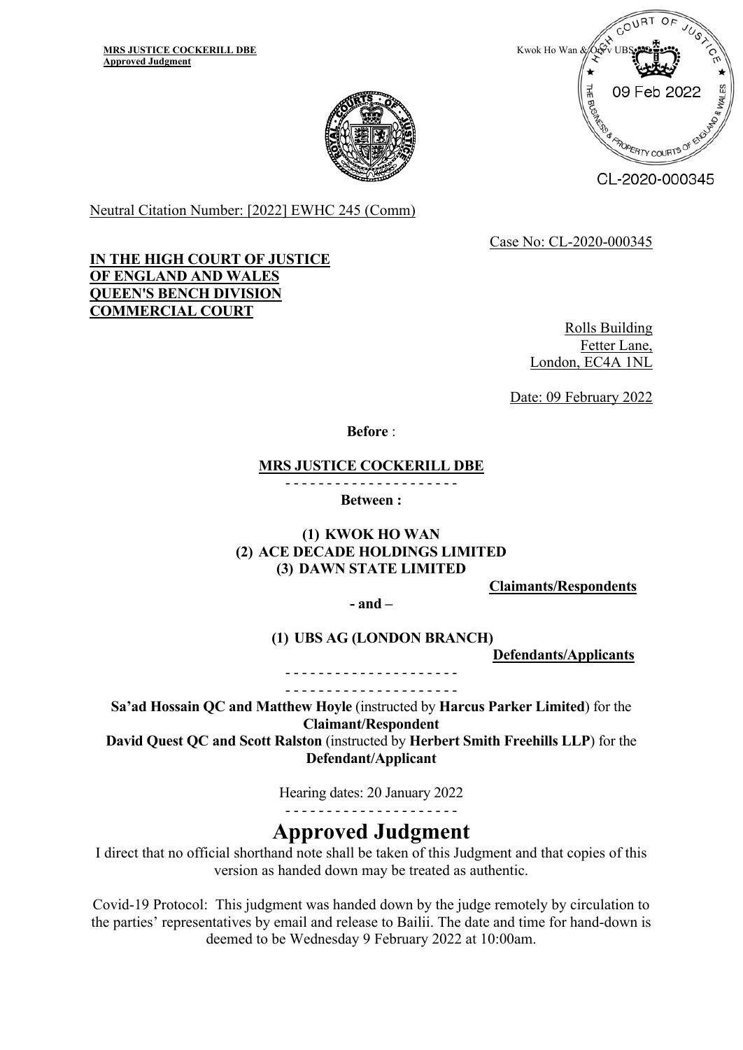Neutral Citation Number: [2022] EWHC 245 (Comm)

Case No: CL-2020-000345

**IN THE HIGH COURT OF JUSTICE OF ENGLAND AND WALES QUEEN'S BENCH DIVISION COMMERCIAL COURT**

Rolls Building
Fetter Lane,
London, EC4A 1NL

Date: 09 February 2022

**Before** :

**MRS JUSTICE COCKERILL DBE**

- - - - - - - - - - - - - - - - - - - - -

**Between :**

**(1) KWOK HO WAN**
**(2) ACE DECADE HOLDINGS LIMITED**
**(3) DAWN STATE LIMITED**

**Claimants/Respondents**

**- and –**

**(1) UBS AG (LONDON BRANCH)**

**Defendants/Applicants**

- - - - - - - - - - - - - - - - - - - - -

- - - - - - - - - - - - - - - - - - - - -

**Sa'ad Hossain QC and Matthew Hoyle** (instructed by **Harcus Parker Limited**) for the **Claimant/Respondent**
**David Quest QC and Scott Ralston** (instructed by **Herbert Smith Freehills LLP**) for the **Defendant/Applicant**

Hearing dates: 20 January 2022

- - - - - - - - - - - - - - - - - - - - -

# Approved Judgment

I direct that no official shorthand note shall be taken of this Judgment and that copies of this version as handed down may be treated as authentic.

Covid-19 Protocol: This judgment was handed down by the judge remotely by circulation to the parties' representatives by email and release to Bailii. The date and time for hand-down is deemed to be Wednesday 9 February 2022 at 10:00am.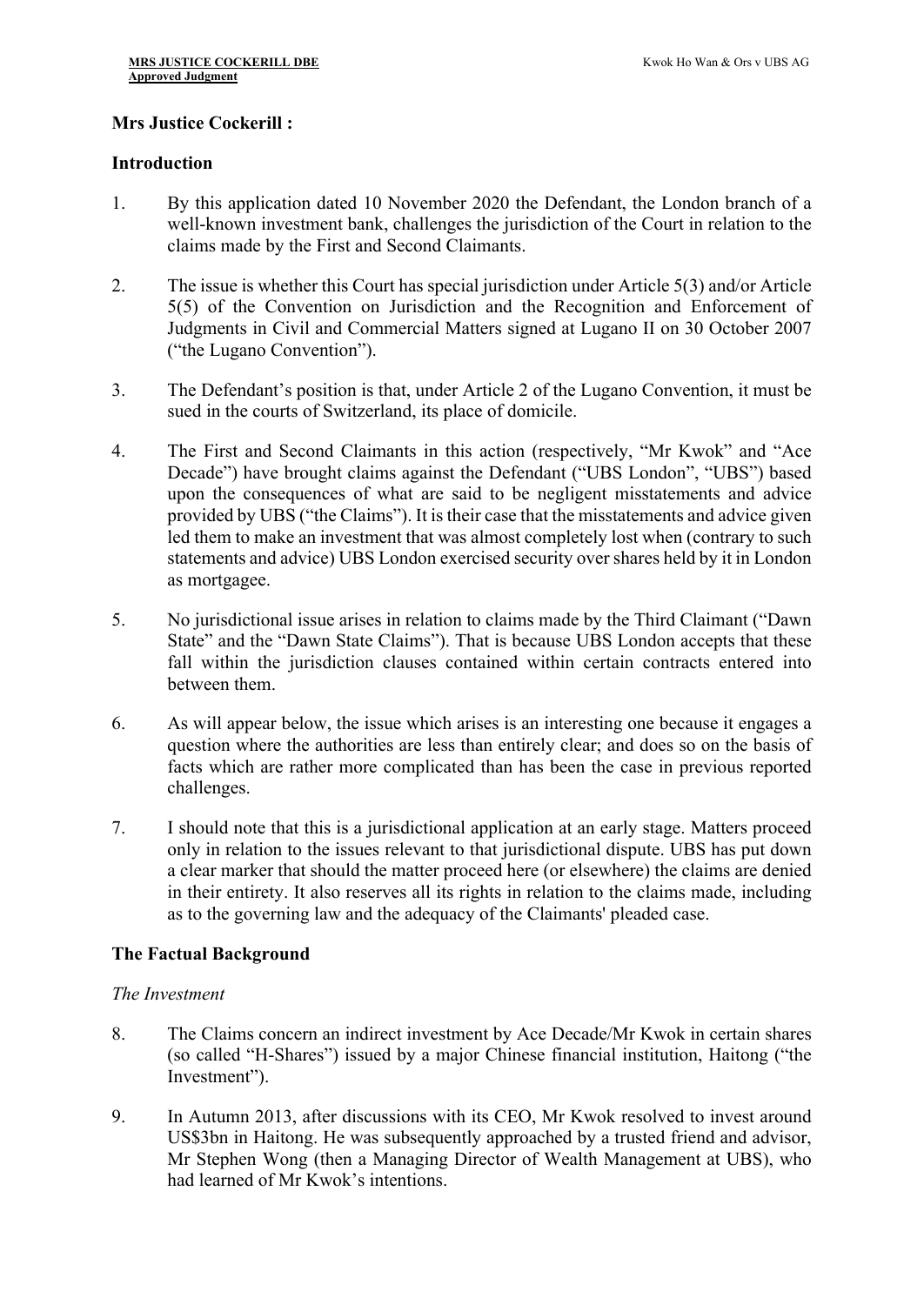**Mrs Justice Cockerill :**

## Introduction

1. By this application dated 10 November 2020 the Defendant, the London branch of a well-known investment bank, challenges the jurisdiction of the Court in relation to the claims made by the First and Second Claimants.

2. The issue is whether this Court has special jurisdiction under Article 5(3) and/or Article 5(5) of the Convention on Jurisdiction and the Recognition and Enforcement of Judgments in Civil and Commercial Matters signed at Lugano II on 30 October 2007 ("the Lugano Convention").

3. The Defendant's position is that, under Article 2 of the Lugano Convention, it must be sued in the courts of Switzerland, its place of domicile.

4. The First and Second Claimants in this action (respectively, "Mr Kwok" and "Ace Decade") have brought claims against the Defendant ("UBS London", "UBS") based upon the consequences of what are said to be negligent misstatements and advice provided by UBS ("the Claims"). It is their case that the misstatements and advice given led them to make an investment that was almost completely lost when (contrary to such statements and advice) UBS London exercised security over shares held by it in London as mortgagee.

5. No jurisdictional issue arises in relation to claims made by the Third Claimant ("Dawn State" and the "Dawn State Claims"). That is because UBS London accepts that these fall within the jurisdiction clauses contained within certain contracts entered into between them.

6. As will appear below, the issue which arises is an interesting one because it engages a question where the authorities are less than entirely clear; and does so on the basis of facts which are rather more complicated than has been the case in previous reported challenges.

7. I should note that this is a jurisdictional application at an early stage. Matters proceed only in relation to the issues relevant to that jurisdictional dispute. UBS has put down a clear marker that should the matter proceed here (or elsewhere) the claims are denied in their entirety. It also reserves all its rights in relation to the claims made, including as to the governing law and the adequacy of the Claimants' pleaded case.

## The Factual Background

### *The Investment*

8. The Claims concern an indirect investment by Ace Decade/Mr Kwok in certain shares (so called "H-Shares") issued by a major Chinese financial institution, Haitong ("the Investment").

9. In Autumn 2013, after discussions with its CEO, Mr Kwok resolved to invest around US$3bn in Haitong. He was subsequently approached by a trusted friend and advisor, Mr Stephen Wong (then a Managing Director of Wealth Management at UBS), who had learned of Mr Kwok's intentions.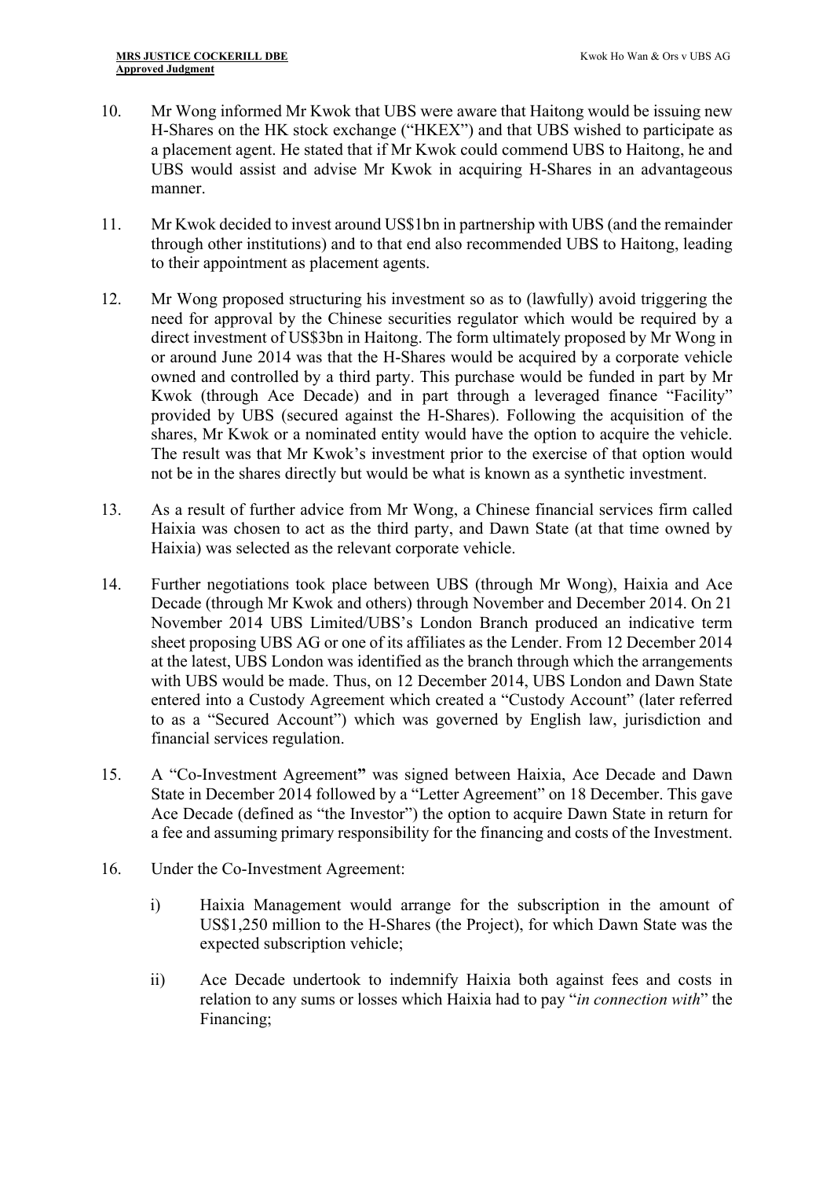10. Mr Wong informed Mr Kwok that UBS were aware that Haitong would be issuing new H-Shares on the HK stock exchange ("HKEX") and that UBS wished to participate as a placement agent. He stated that if Mr Kwok could commend UBS to Haitong, he and UBS would assist and advise Mr Kwok in acquiring H-Shares in an advantageous manner.

11. Mr Kwok decided to invest around US$1bn in partnership with UBS (and the remainder through other institutions) and to that end also recommended UBS to Haitong, leading to their appointment as placement agents.

12. Mr Wong proposed structuring his investment so as to (lawfully) avoid triggering the need for approval by the Chinese securities regulator which would be required by a direct investment of US$3bn in Haitong. The form ultimately proposed by Mr Wong in or around June 2014 was that the H-Shares would be acquired by a corporate vehicle owned and controlled by a third party. This purchase would be funded in part by Mr Kwok (through Ace Decade) and in part through a leveraged finance "Facility" provided by UBS (secured against the H-Shares). Following the acquisition of the shares, Mr Kwok or a nominated entity would have the option to acquire the vehicle. The result was that Mr Kwok's investment prior to the exercise of that option would not be in the shares directly but would be what is known as a synthetic investment.

13. As a result of further advice from Mr Wong, a Chinese financial services firm called Haixia was chosen to act as the third party, and Dawn State (at that time owned by Haixia) was selected as the relevant corporate vehicle.

14. Further negotiations took place between UBS (through Mr Wong), Haixia and Ace Decade (through Mr Kwok and others) through November and December 2014. On 21 November 2014 UBS Limited/UBS's London Branch produced an indicative term sheet proposing UBS AG or one of its affiliates as the Lender. From 12 December 2014 at the latest, UBS London was identified as the branch through which the arrangements with UBS would be made. Thus, on 12 December 2014, UBS London and Dawn State entered into a Custody Agreement which created a "Custody Account" (later referred to as a "Secured Account") which was governed by English law, jurisdiction and financial services regulation.

15. A "Co-Investment Agreement**"** was signed between Haixia, Ace Decade and Dawn State in December 2014 followed by a "Letter Agreement" on 18 December. This gave Ace Decade (defined as "the Investor") the option to acquire Dawn State in return for a fee and assuming primary responsibility for the financing and costs of the Investment.

16. Under the Co-Investment Agreement:

    i) Haixia Management would arrange for the subscription in the amount of US$1,250 million to the H-Shares (the Project), for which Dawn State was the expected subscription vehicle;

    ii) Ace Decade undertook to indemnify Haixia both against fees and costs in relation to any sums or losses which Haixia had to pay "*in connection with*" the Financing;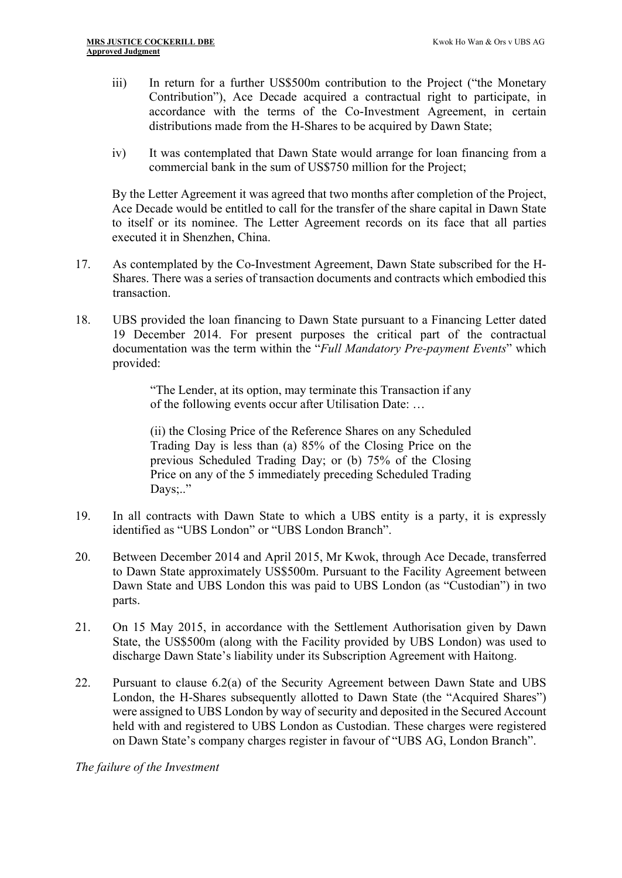iii) In return for a further US$500m contribution to the Project ("the Monetary Contribution"), Ace Decade acquired a contractual right to participate, in accordance with the terms of the Co-Investment Agreement, in certain distributions made from the H-Shares to be acquired by Dawn State;

iv) It was contemplated that Dawn State would arrange for loan financing from a commercial bank in the sum of US$750 million for the Project;

By the Letter Agreement it was agreed that two months after completion of the Project, Ace Decade would be entitled to call for the transfer of the share capital in Dawn State to itself or its nominee. The Letter Agreement records on its face that all parties executed it in Shenzhen, China.

17. As contemplated by the Co-Investment Agreement, Dawn State subscribed for the H-Shares. There was a series of transaction documents and contracts which embodied this transaction.

18. UBS provided the loan financing to Dawn State pursuant to a Financing Letter dated 19 December 2014. For present purposes the critical part of the contractual documentation was the term within the "*Full Mandatory Pre-payment Events*" which provided:

> "The Lender, at its option, may terminate this Transaction if any of the following events occur after Utilisation Date: …
>
> (ii) the Closing Price of the Reference Shares on any Scheduled Trading Day is less than (a) 85% of the Closing Price on the previous Scheduled Trading Day; or (b) 75% of the Closing Price on any of the 5 immediately preceding Scheduled Trading Days;.."

19. In all contracts with Dawn State to which a UBS entity is a party, it is expressly identified as "UBS London" or "UBS London Branch".

20. Between December 2014 and April 2015, Mr Kwok, through Ace Decade, transferred to Dawn State approximately US$500m. Pursuant to the Facility Agreement between Dawn State and UBS London this was paid to UBS London (as "Custodian") in two parts.

21. On 15 May 2015, in accordance with the Settlement Authorisation given by Dawn State, the US$500m (along with the Facility provided by UBS London) was used to discharge Dawn State's liability under its Subscription Agreement with Haitong.

22. Pursuant to clause 6.2(a) of the Security Agreement between Dawn State and UBS London, the H-Shares subsequently allotted to Dawn State (the "Acquired Shares") were assigned to UBS London by way of security and deposited in the Secured Account held with and registered to UBS London as Custodian. These charges were registered on Dawn State's company charges register in favour of "UBS AG, London Branch".

*The failure of the Investment*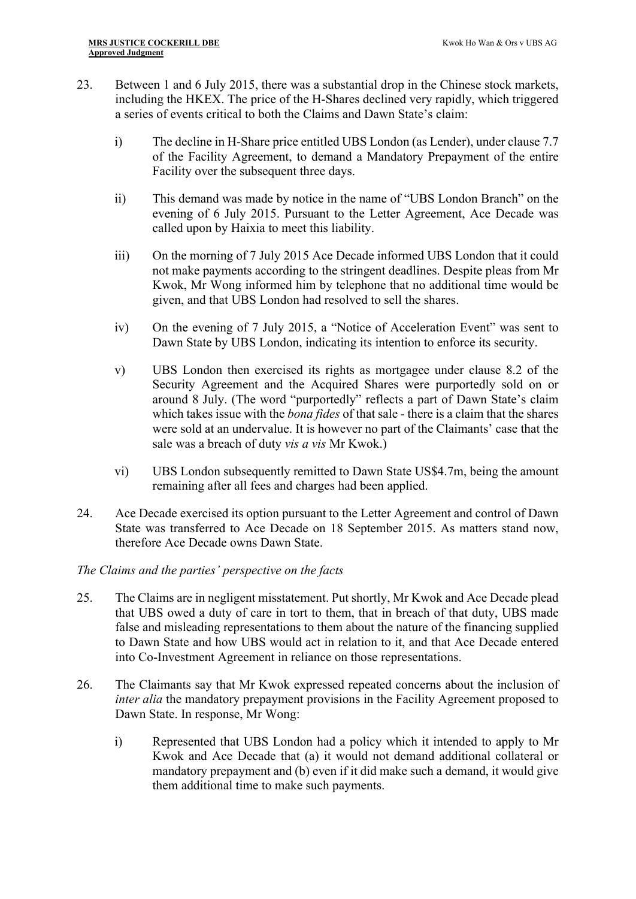23. Between 1 and 6 July 2015, there was a substantial drop in the Chinese stock markets, including the HKEX. The price of the H-Shares declined very rapidly, which triggered a series of events critical to both the Claims and Dawn State's claim:

    i) The decline in H-Share price entitled UBS London (as Lender), under clause 7.7 of the Facility Agreement, to demand a Mandatory Prepayment of the entire Facility over the subsequent three days.

    ii) This demand was made by notice in the name of "UBS London Branch" on the evening of 6 July 2015. Pursuant to the Letter Agreement, Ace Decade was called upon by Haixia to meet this liability.

    iii) On the morning of 7 July 2015 Ace Decade informed UBS London that it could not make payments according to the stringent deadlines. Despite pleas from Mr Kwok, Mr Wong informed him by telephone that no additional time would be given, and that UBS London had resolved to sell the shares.

    iv) On the evening of 7 July 2015, a "Notice of Acceleration Event" was sent to Dawn State by UBS London, indicating its intention to enforce its security.

    v) UBS London then exercised its rights as mortgagee under clause 8.2 of the Security Agreement and the Acquired Shares were purportedly sold on or around 8 July. (The word "purportedly" reflects a part of Dawn State's claim which takes issue with the *bona fides* of that sale - there is a claim that the shares were sold at an undervalue. It is however no part of the Claimants' case that the sale was a breach of duty *vis a vis* Mr Kwok.)

    vi) UBS London subsequently remitted to Dawn State US$4.7m, being the amount remaining after all fees and charges had been applied.

24. Ace Decade exercised its option pursuant to the Letter Agreement and control of Dawn State was transferred to Ace Decade on 18 September 2015. As matters stand now, therefore Ace Decade owns Dawn State.

*The Claims and the parties' perspective on the facts*

25. The Claims are in negligent misstatement. Put shortly, Mr Kwok and Ace Decade plead that UBS owed a duty of care in tort to them, that in breach of that duty, UBS made false and misleading representations to them about the nature of the financing supplied to Dawn State and how UBS would act in relation to it, and that Ace Decade entered into Co-Investment Agreement in reliance on those representations.

26. The Claimants say that Mr Kwok expressed repeated concerns about the inclusion of *inter alia* the mandatory prepayment provisions in the Facility Agreement proposed to Dawn State. In response, Mr Wong:

    i) Represented that UBS London had a policy which it intended to apply to Mr Kwok and Ace Decade that (a) it would not demand additional collateral or mandatory prepayment and (b) even if it did make such a demand, it would give them additional time to make such payments.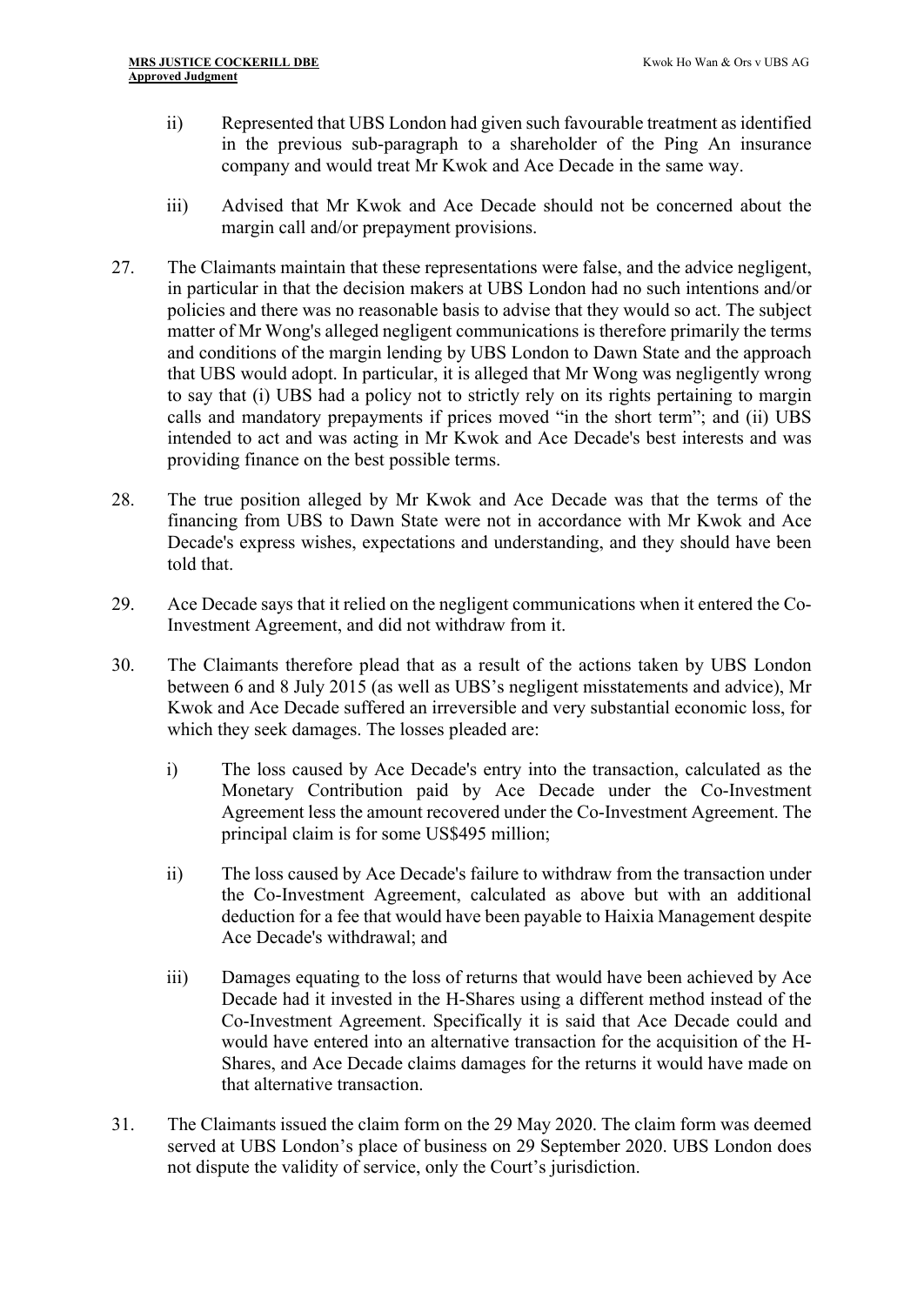ii) Represented that UBS London had given such favourable treatment as identified in the previous sub-paragraph to a shareholder of the Ping An insurance company and would treat Mr Kwok and Ace Decade in the same way.

iii) Advised that Mr Kwok and Ace Decade should not be concerned about the margin call and/or prepayment provisions.

27. The Claimants maintain that these representations were false, and the advice negligent, in particular in that the decision makers at UBS London had no such intentions and/or policies and there was no reasonable basis to advise that they would so act. The subject matter of Mr Wong's alleged negligent communications is therefore primarily the terms and conditions of the margin lending by UBS London to Dawn State and the approach that UBS would adopt. In particular, it is alleged that Mr Wong was negligently wrong to say that (i) UBS had a policy not to strictly rely on its rights pertaining to margin calls and mandatory prepayments if prices moved "in the short term"; and (ii) UBS intended to act and was acting in Mr Kwok and Ace Decade's best interests and was providing finance on the best possible terms.

28. The true position alleged by Mr Kwok and Ace Decade was that the terms of the financing from UBS to Dawn State were not in accordance with Mr Kwok and Ace Decade's express wishes, expectations and understanding, and they should have been told that.

29. Ace Decade says that it relied on the negligent communications when it entered the Co-Investment Agreement, and did not withdraw from it.

30. The Claimants therefore plead that as a result of the actions taken by UBS London between 6 and 8 July 2015 (as well as UBS's negligent misstatements and advice), Mr Kwok and Ace Decade suffered an irreversible and very substantial economic loss, for which they seek damages. The losses pleaded are:

    i) The loss caused by Ace Decade's entry into the transaction, calculated as the Monetary Contribution paid by Ace Decade under the Co-Investment Agreement less the amount recovered under the Co-Investment Agreement. The principal claim is for some US$495 million;

    ii) The loss caused by Ace Decade's failure to withdraw from the transaction under the Co-Investment Agreement, calculated as above but with an additional deduction for a fee that would have been payable to Haixia Management despite Ace Decade's withdrawal; and

    iii) Damages equating to the loss of returns that would have been achieved by Ace Decade had it invested in the H-Shares using a different method instead of the Co-Investment Agreement. Specifically it is said that Ace Decade could and would have entered into an alternative transaction for the acquisition of the H-Shares, and Ace Decade claims damages for the returns it would have made on that alternative transaction.

31. The Claimants issued the claim form on the 29 May 2020. The claim form was deemed served at UBS London's place of business on 29 September 2020. UBS London does not dispute the validity of service, only the Court's jurisdiction.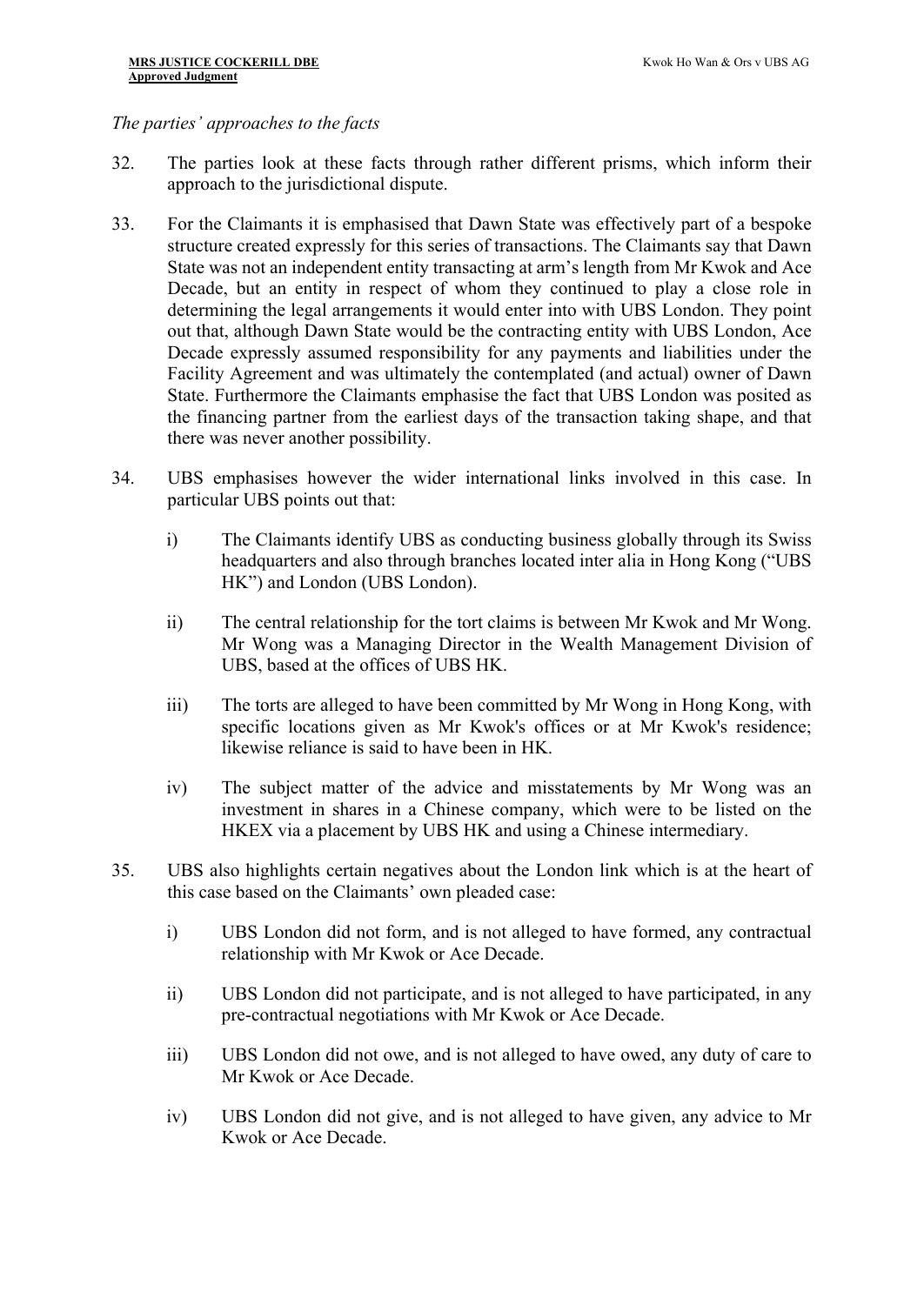*The parties' approaches to the facts*

32. The parties look at these facts through rather different prisms, which inform their approach to the jurisdictional dispute.

33. For the Claimants it is emphasised that Dawn State was effectively part of a bespoke structure created expressly for this series of transactions. The Claimants say that Dawn State was not an independent entity transacting at arm's length from Mr Kwok and Ace Decade, but an entity in respect of whom they continued to play a close role in determining the legal arrangements it would enter into with UBS London. They point out that, although Dawn State would be the contracting entity with UBS London, Ace Decade expressly assumed responsibility for any payments and liabilities under the Facility Agreement and was ultimately the contemplated (and actual) owner of Dawn State. Furthermore the Claimants emphasise the fact that UBS London was posited as the financing partner from the earliest days of the transaction taking shape, and that there was never another possibility.

34. UBS emphasises however the wider international links involved in this case. In particular UBS points out that:

    i) The Claimants identify UBS as conducting business globally through its Swiss headquarters and also through branches located inter alia in Hong Kong ("UBS HK") and London (UBS London).

    ii) The central relationship for the tort claims is between Mr Kwok and Mr Wong. Mr Wong was a Managing Director in the Wealth Management Division of UBS, based at the offices of UBS HK.

    iii) The torts are alleged to have been committed by Mr Wong in Hong Kong, with specific locations given as Mr Kwok's offices or at Mr Kwok's residence; likewise reliance is said to have been in HK.

    iv) The subject matter of the advice and misstatements by Mr Wong was an investment in shares in a Chinese company, which were to be listed on the HKEX via a placement by UBS HK and using a Chinese intermediary.

35. UBS also highlights certain negatives about the London link which is at the heart of this case based on the Claimants' own pleaded case:

    i) UBS London did not form, and is not alleged to have formed, any contractual relationship with Mr Kwok or Ace Decade.

    ii) UBS London did not participate, and is not alleged to have participated, in any pre-contractual negotiations with Mr Kwok or Ace Decade.

    iii) UBS London did not owe, and is not alleged to have owed, any duty of care to Mr Kwok or Ace Decade.

    iv) UBS London did not give, and is not alleged to have given, any advice to Mr Kwok or Ace Decade.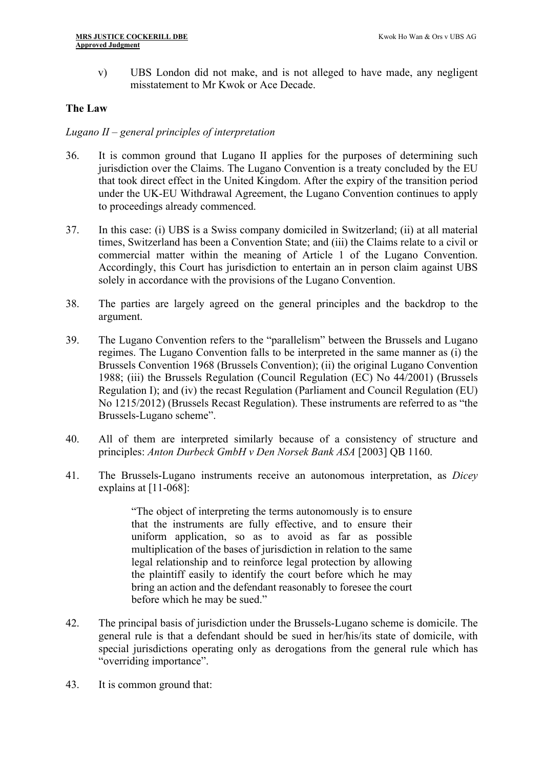v) UBS London did not make, and is not alleged to have made, any negligent misstatement to Mr Kwok or Ace Decade.

## The Law

*Lugano II – general principles of interpretation*

36. It is common ground that Lugano II applies for the purposes of determining such jurisdiction over the Claims. The Lugano Convention is a treaty concluded by the EU that took direct effect in the United Kingdom. After the expiry of the transition period under the UK-EU Withdrawal Agreement, the Lugano Convention continues to apply to proceedings already commenced.

37. In this case: (i) UBS is a Swiss company domiciled in Switzerland; (ii) at all material times, Switzerland has been a Convention State; and (iii) the Claims relate to a civil or commercial matter within the meaning of Article 1 of the Lugano Convention. Accordingly, this Court has jurisdiction to entertain an in person claim against UBS solely in accordance with the provisions of the Lugano Convention.

38. The parties are largely agreed on the general principles and the backdrop to the argument.

39. The Lugano Convention refers to the "parallelism" between the Brussels and Lugano regimes. The Lugano Convention falls to be interpreted in the same manner as (i) the Brussels Convention 1968 (Brussels Convention); (ii) the original Lugano Convention 1988; (iii) the Brussels Regulation (Council Regulation (EC) No 44/2001) (Brussels Regulation I); and (iv) the recast Regulation (Parliament and Council Regulation (EU) No 1215/2012) (Brussels Recast Regulation). These instruments are referred to as "the Brussels-Lugano scheme".

40. All of them are interpreted similarly because of a consistency of structure and principles: *Anton Durbeck GmbH v Den Norsek Bank ASA* [2003] QB 1160.

41. The Brussels-Lugano instruments receive an autonomous interpretation, as *Dicey* explains at [11-068]:

> "The object of interpreting the terms autonomously is to ensure that the instruments are fully effective, and to ensure their uniform application, so as to avoid as far as possible multiplication of the bases of jurisdiction in relation to the same legal relationship and to reinforce legal protection by allowing the plaintiff easily to identify the court before which he may bring an action and the defendant reasonably to foresee the court before which he may be sued."

42. The principal basis of jurisdiction under the Brussels-Lugano scheme is domicile. The general rule is that a defendant should be sued in her/his/its state of domicile, with special jurisdictions operating only as derogations from the general rule which has "overriding importance".

43. It is common ground that: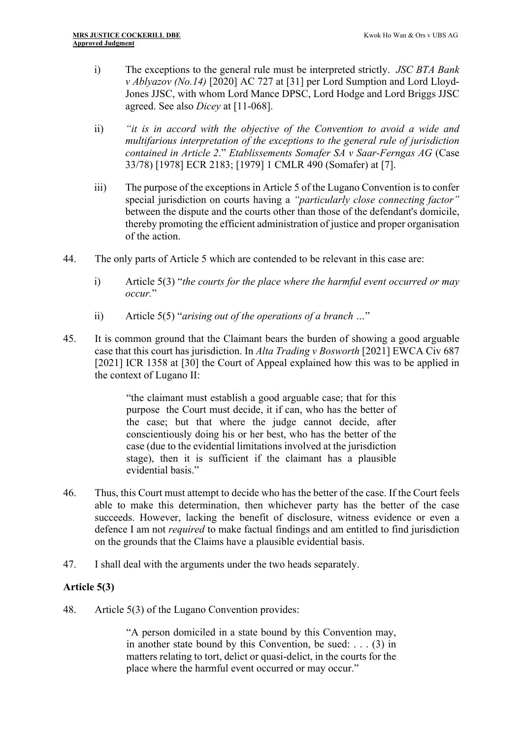i) The exceptions to the general rule must be interpreted strictly. *JSC BTA Bank v Ablyazov (No.14)* [2020] AC 727 at [31] per Lord Sumption and Lord Lloyd-Jones JJSC, with whom Lord Mance DPSC, Lord Hodge and Lord Briggs JJSC agreed. See also *Dicey* at [11-068].

ii) *"it is in accord with the objective of the Convention to avoid a wide and multifarious interpretation of the exceptions to the general rule of jurisdiction contained in Article 2*." *Etablissements Somafer SA v Saar-Ferngas AG* (Case 33/78) [1978] ECR 2183; [1979] 1 CMLR 490 (Somafer) at [7].

iii) The purpose of the exceptions in Article 5 of the Lugano Convention is to confer special jurisdiction on courts having a *"particularly close connecting factor"* between the dispute and the courts other than those of the defendant's domicile, thereby promoting the efficient administration of justice and proper organisation of the action.

44. The only parts of Article 5 which are contended to be relevant in this case are:

i) Article 5(3) "*the courts for the place where the harmful event occurred or may occur.*"

ii) Article 5(5) "*arising out of the operations of a branch …*"

45. It is common ground that the Claimant bears the burden of showing a good arguable case that this court has jurisdiction. In *Alta Trading v Bosworth* [2021] EWCA Civ 687 [2021] ICR 1358 at [30] the Court of Appeal explained how this was to be applied in the context of Lugano II:

> "the claimant must establish a good arguable case; that for this purpose the Court must decide, it if can, who has the better of the case; but that where the judge cannot decide, after conscientiously doing his or her best, who has the better of the case (due to the evidential limitations involved at the jurisdiction stage), then it is sufficient if the claimant has a plausible evidential basis."

46. Thus, this Court must attempt to decide who has the better of the case. If the Court feels able to make this determination, then whichever party has the better of the case succeeds. However, lacking the benefit of disclosure, witness evidence or even a defence I am not *required* to make factual findings and am entitled to find jurisdiction on the grounds that the Claims have a plausible evidential basis.

47. I shall deal with the arguments under the two heads separately.

## Article 5(3)

48. Article 5(3) of the Lugano Convention provides:

> "A person domiciled in a state bound by this Convention may, in another state bound by this Convention, be sued: . . . (3) in matters relating to tort, delict or quasi-delict, in the courts for the place where the harmful event occurred or may occur."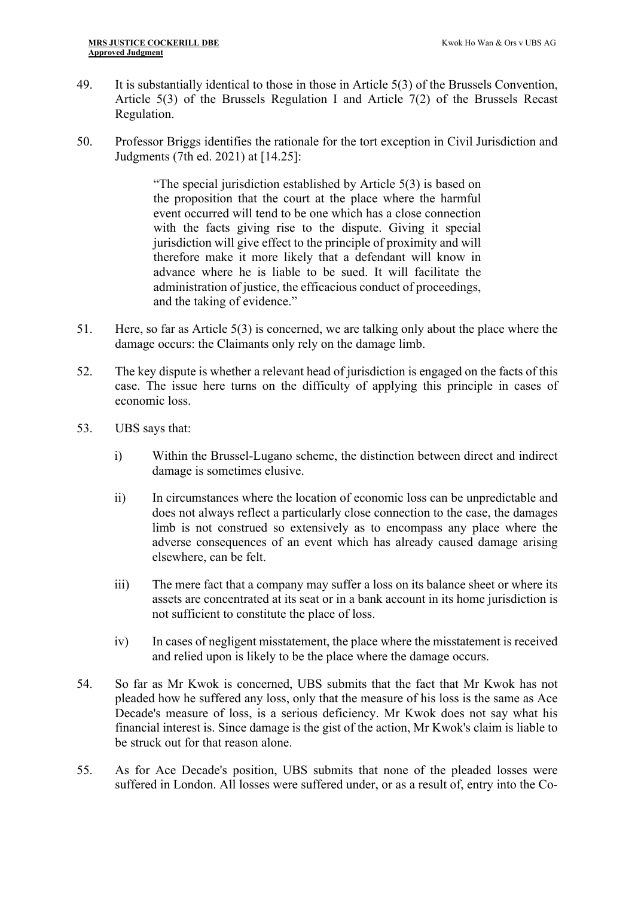49. It is substantially identical to those in those in Article 5(3) of the Brussels Convention, Article 5(3) of the Brussels Regulation I and Article 7(2) of the Brussels Recast Regulation.

50. Professor Briggs identifies the rationale for the tort exception in Civil Jurisdiction and Judgments (7th ed. 2021) at [14.25]:

> "The special jurisdiction established by Article 5(3) is based on the proposition that the court at the place where the harmful event occurred will tend to be one which has a close connection with the facts giving rise to the dispute. Giving it special jurisdiction will give effect to the principle of proximity and will therefore make it more likely that a defendant will know in advance where he is liable to be sued. It will facilitate the administration of justice, the efficacious conduct of proceedings, and the taking of evidence."

51. Here, so far as Article 5(3) is concerned, we are talking only about the place where the damage occurs: the Claimants only rely on the damage limb.

52. The key dispute is whether a relevant head of jurisdiction is engaged on the facts of this case. The issue here turns on the difficulty of applying this principle in cases of economic loss.

53. UBS says that:

    i) Within the Brussel-Lugano scheme, the distinction between direct and indirect damage is sometimes elusive.

    ii) In circumstances where the location of economic loss can be unpredictable and does not always reflect a particularly close connection to the case, the damages limb is not construed so extensively as to encompass any place where the adverse consequences of an event which has already caused damage arising elsewhere, can be felt.

    iii) The mere fact that a company may suffer a loss on its balance sheet or where its assets are concentrated at its seat or in a bank account in its home jurisdiction is not sufficient to constitute the place of loss.

    iv) In cases of negligent misstatement, the place where the misstatement is received and relied upon is likely to be the place where the damage occurs.

54. So far as Mr Kwok is concerned, UBS submits that the fact that Mr Kwok has not pleaded how he suffered any loss, only that the measure of his loss is the same as Ace Decade's measure of loss, is a serious deficiency. Mr Kwok does not say what his financial interest is. Since damage is the gist of the action, Mr Kwok's claim is liable to be struck out for that reason alone.

55. As for Ace Decade's position, UBS submits that none of the pleaded losses were suffered in London. All losses were suffered under, or as a result of, entry into the Co-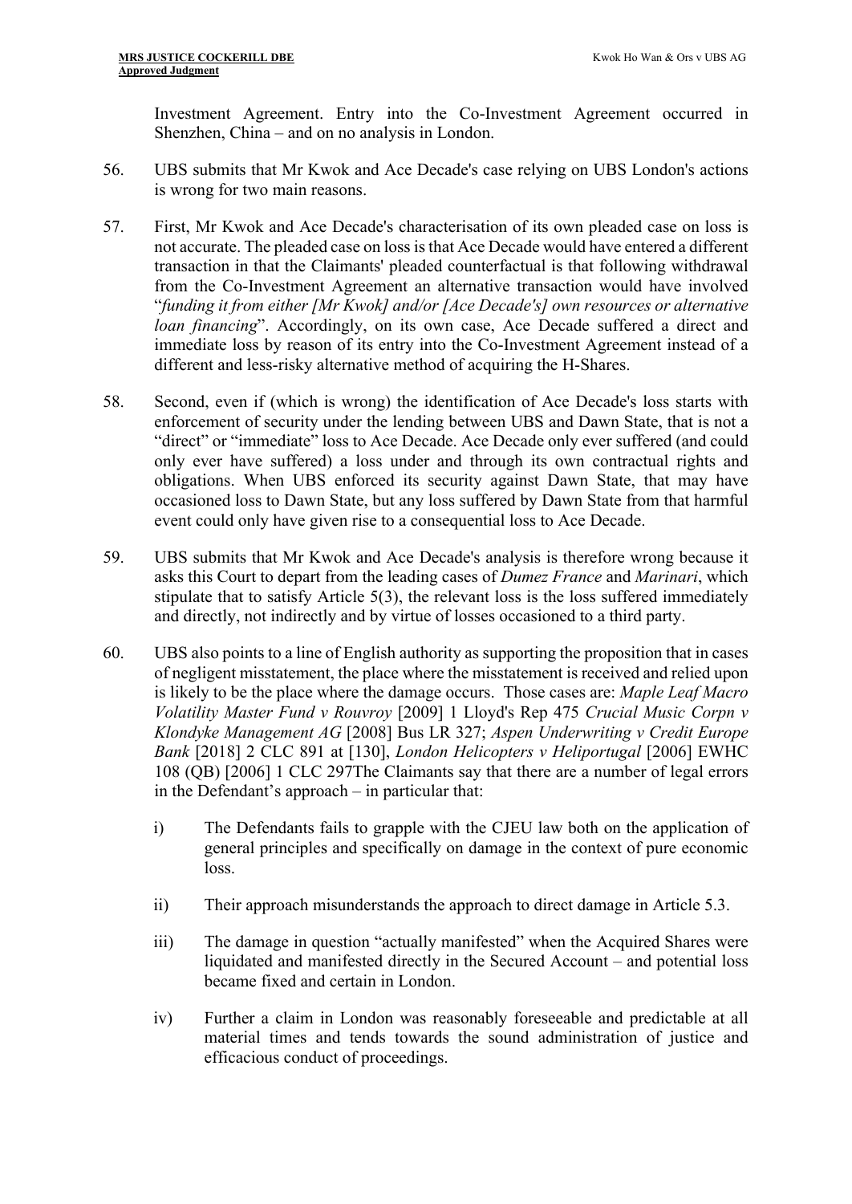Investment Agreement. Entry into the Co-Investment Agreement occurred in Shenzhen, China – and on no analysis in London.

56. UBS submits that Mr Kwok and Ace Decade's case relying on UBS London's actions is wrong for two main reasons.

57. First, Mr Kwok and Ace Decade's characterisation of its own pleaded case on loss is not accurate. The pleaded case on loss is that Ace Decade would have entered a different transaction in that the Claimants' pleaded counterfactual is that following withdrawal from the Co-Investment Agreement an alternative transaction would have involved "*funding it from either [Mr Kwok] and/or [Ace Decade's] own resources or alternative loan financing*". Accordingly, on its own case, Ace Decade suffered a direct and immediate loss by reason of its entry into the Co-Investment Agreement instead of a different and less-risky alternative method of acquiring the H-Shares.

58. Second, even if (which is wrong) the identification of Ace Decade's loss starts with enforcement of security under the lending between UBS and Dawn State, that is not a "direct" or "immediate" loss to Ace Decade. Ace Decade only ever suffered (and could only ever have suffered) a loss under and through its own contractual rights and obligations. When UBS enforced its security against Dawn State, that may have occasioned loss to Dawn State, but any loss suffered by Dawn State from that harmful event could only have given rise to a consequential loss to Ace Decade.

59. UBS submits that Mr Kwok and Ace Decade's analysis is therefore wrong because it asks this Court to depart from the leading cases of *Dumez France* and *Marinari*, which stipulate that to satisfy Article 5(3), the relevant loss is the loss suffered immediately and directly, not indirectly and by virtue of losses occasioned to a third party.

60. UBS also points to a line of English authority as supporting the proposition that in cases of negligent misstatement, the place where the misstatement is received and relied upon is likely to be the place where the damage occurs. Those cases are: *Maple Leaf Macro Volatility Master Fund v Rouvroy* [2009] 1 Lloyd's Rep 475 *Crucial Music Corpn v Klondyke Management AG* [2008] Bus LR 327; *Aspen Underwriting v Credit Europe Bank* [2018] 2 CLC 891 at [130], *London Helicopters v Heliportugal* [2006] EWHC 108 (QB) [2006] 1 CLC 297The Claimants say that there are a number of legal errors in the Defendant's approach – in particular that:

    i) The Defendants fails to grapple with the CJEU law both on the application of general principles and specifically on damage in the context of pure economic loss.

    ii) Their approach misunderstands the approach to direct damage in Article 5.3.

    iii) The damage in question "actually manifested" when the Acquired Shares were liquidated and manifested directly in the Secured Account – and potential loss became fixed and certain in London.

    iv) Further a claim in London was reasonably foreseeable and predictable at all material times and tends towards the sound administration of justice and efficacious conduct of proceedings.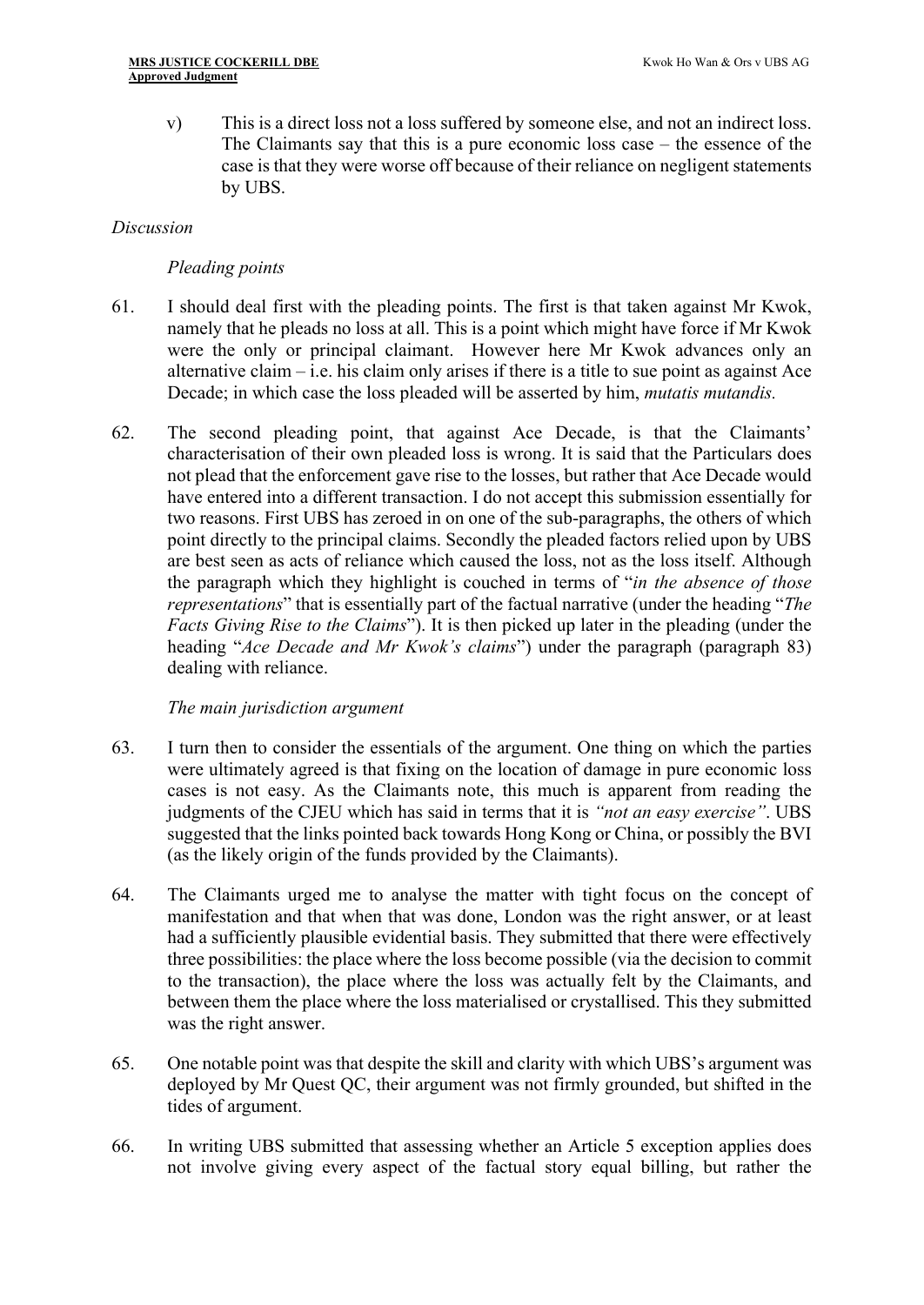v) This is a direct loss not a loss suffered by someone else, and not an indirect loss. The Claimants say that this is a pure economic loss case – the essence of the case is that they were worse off because of their reliance on negligent statements by UBS.

*Discussion*

*Pleading points*

61. I should deal first with the pleading points. The first is that taken against Mr Kwok, namely that he pleads no loss at all. This is a point which might have force if Mr Kwok were the only or principal claimant. However here Mr Kwok advances only an alternative claim – i.e. his claim only arises if there is a title to sue point as against Ace Decade; in which case the loss pleaded will be asserted by him, *mutatis mutandis.*

62. The second pleading point, that against Ace Decade, is that the Claimants' characterisation of their own pleaded loss is wrong. It is said that the Particulars does not plead that the enforcement gave rise to the losses, but rather that Ace Decade would have entered into a different transaction. I do not accept this submission essentially for two reasons. First UBS has zeroed in on one of the sub-paragraphs, the others of which point directly to the principal claims. Secondly the pleaded factors relied upon by UBS are best seen as acts of reliance which caused the loss, not as the loss itself. Although the paragraph which they highlight is couched in terms of "*in the absence of those representations*" that is essentially part of the factual narrative (under the heading "*The Facts Giving Rise to the Claims*"). It is then picked up later in the pleading (under the heading "*Ace Decade and Mr Kwok's claims*") under the paragraph (paragraph 83) dealing with reliance.

*The main jurisdiction argument*

63. I turn then to consider the essentials of the argument. One thing on which the parties were ultimately agreed is that fixing on the location of damage in pure economic loss cases is not easy. As the Claimants note, this much is apparent from reading the judgments of the CJEU which has said in terms that it is *"not an easy exercise"*. UBS suggested that the links pointed back towards Hong Kong or China, or possibly the BVI (as the likely origin of the funds provided by the Claimants).

64. The Claimants urged me to analyse the matter with tight focus on the concept of manifestation and that when that was done, London was the right answer, or at least had a sufficiently plausible evidential basis. They submitted that there were effectively three possibilities: the place where the loss become possible (via the decision to commit to the transaction), the place where the loss was actually felt by the Claimants, and between them the place where the loss materialised or crystallised. This they submitted was the right answer.

65. One notable point was that despite the skill and clarity with which UBS's argument was deployed by Mr Quest QC, their argument was not firmly grounded, but shifted in the tides of argument.

66. In writing UBS submitted that assessing whether an Article 5 exception applies does not involve giving every aspect of the factual story equal billing, but rather the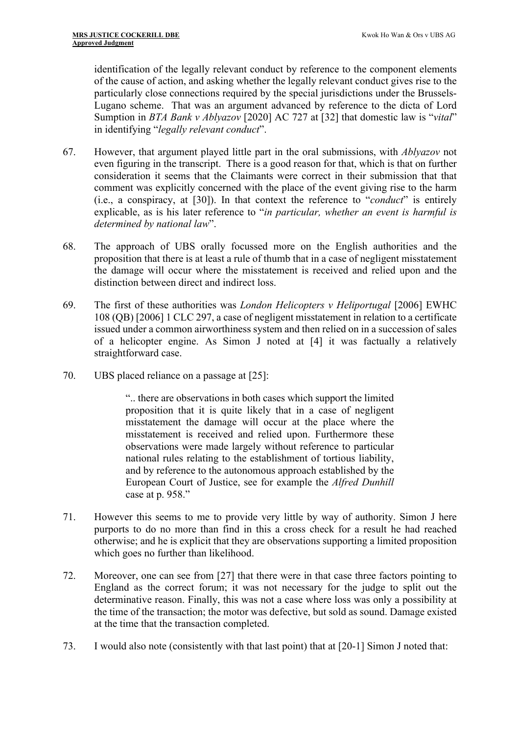identification of the legally relevant conduct by reference to the component elements of the cause of action, and asking whether the legally relevant conduct gives rise to the particularly close connections required by the special jurisdictions under the Brussels-Lugano scheme. That was an argument advanced by reference to the dicta of Lord Sumption in *BTA Bank v Ablyazov* [2020] AC 727 at [32] that domestic law is "*vital*" in identifying "*legally relevant conduct*".

67. However, that argument played little part in the oral submissions, with *Ablyazov* not even figuring in the transcript. There is a good reason for that, which is that on further consideration it seems that the Claimants were correct in their submission that that comment was explicitly concerned with the place of the event giving rise to the harm (i.e., a conspiracy, at [30]). In that context the reference to "*conduct*" is entirely explicable, as is his later reference to "*in particular, whether an event is harmful is determined by national law*".

68. The approach of UBS orally focussed more on the English authorities and the proposition that there is at least a rule of thumb that in a case of negligent misstatement the damage will occur where the misstatement is received and relied upon and the distinction between direct and indirect loss.

69. The first of these authorities was *London Helicopters v Heliportugal* [2006] EWHC 108 (QB) [2006] 1 CLC 297, a case of negligent misstatement in relation to a certificate issued under a common airworthiness system and then relied on in a succession of sales of a helicopter engine. As Simon J noted at [4] it was factually a relatively straightforward case.

70. UBS placed reliance on a passage at [25]:

> ".. there are observations in both cases which support the limited proposition that it is quite likely that in a case of negligent misstatement the damage will occur at the place where the misstatement is received and relied upon. Furthermore these observations were made largely without reference to particular national rules relating to the establishment of tortious liability, and by reference to the autonomous approach established by the European Court of Justice, see for example the *Alfred Dunhill* case at p. 958."

71. However this seems to me to provide very little by way of authority. Simon J here purports to do no more than find in this a cross check for a result he had reached otherwise; and he is explicit that they are observations supporting a limited proposition which goes no further than likelihood.

72. Moreover, one can see from [27] that there were in that case three factors pointing to England as the correct forum; it was not necessary for the judge to split out the determinative reason. Finally, this was not a case where loss was only a possibility at the time of the transaction; the motor was defective, but sold as sound. Damage existed at the time that the transaction completed.

73. I would also note (consistently with that last point) that at [20-1] Simon J noted that: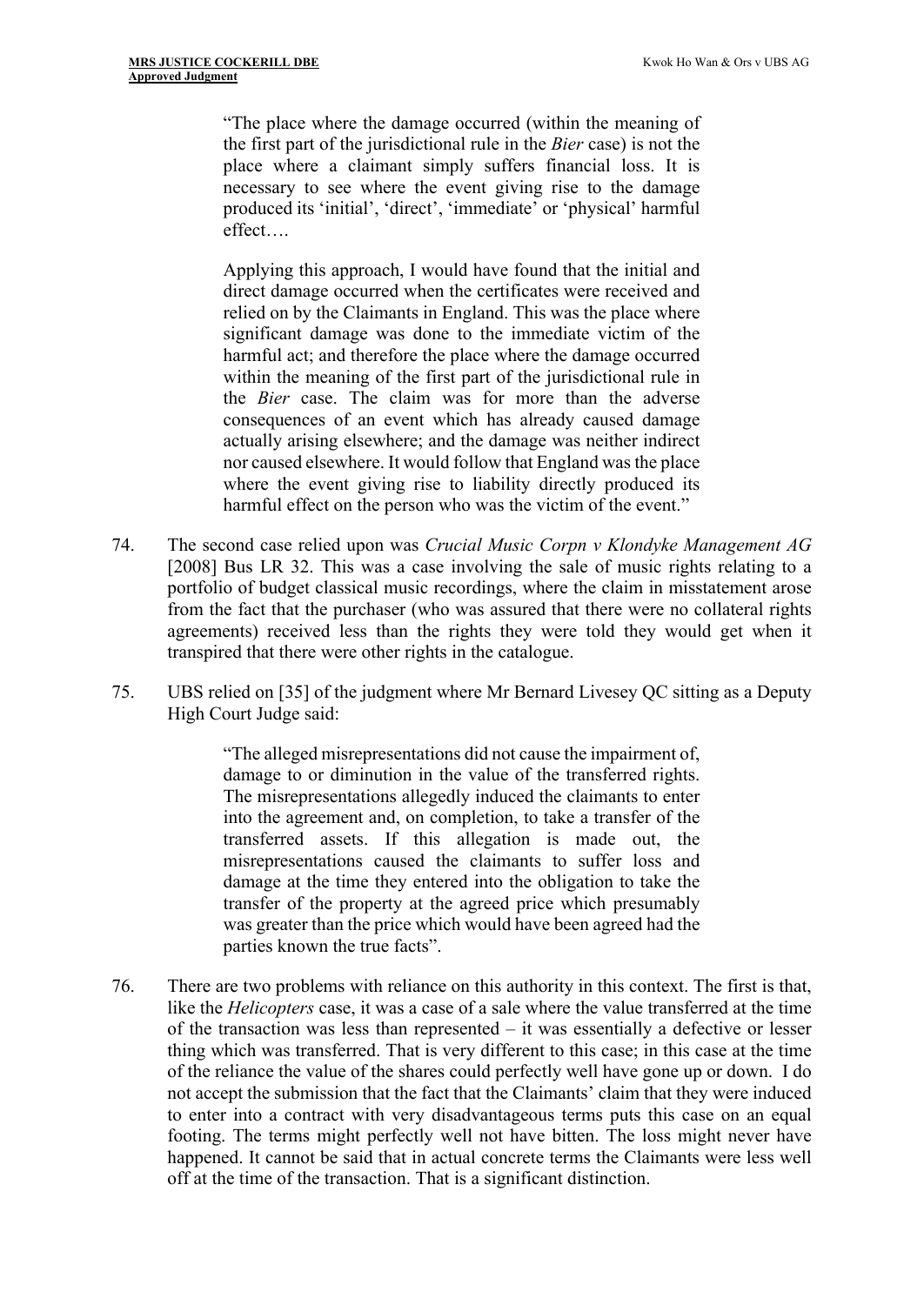> "The place where the damage occurred (within the meaning of the first part of the jurisdictional rule in the *Bier* case) is not the place where a claimant simply suffers financial loss. It is necessary to see where the event giving rise to the damage produced its 'initial', 'direct', 'immediate' or 'physical' harmful effect….
>
> Applying this approach, I would have found that the initial and direct damage occurred when the certificates were received and relied on by the Claimants in England. This was the place where significant damage was done to the immediate victim of the harmful act; and therefore the place where the damage occurred within the meaning of the first part of the jurisdictional rule in the *Bier* case. The claim was for more than the adverse consequences of an event which has already caused damage actually arising elsewhere; and the damage was neither indirect nor caused elsewhere. It would follow that England was the place where the event giving rise to liability directly produced its harmful effect on the person who was the victim of the event."

74. The second case relied upon was *Crucial Music Corpn v Klondyke Management AG* [2008] Bus LR 32. This was a case involving the sale of music rights relating to a portfolio of budget classical music recordings, where the claim in misstatement arose from the fact that the purchaser (who was assured that there were no collateral rights agreements) received less than the rights they were told they would get when it transpired that there were other rights in the catalogue.

75. UBS relied on [35] of the judgment where Mr Bernard Livesey QC sitting as a Deputy High Court Judge said:

> "The alleged misrepresentations did not cause the impairment of, damage to or diminution in the value of the transferred rights. The misrepresentations allegedly induced the claimants to enter into the agreement and, on completion, to take a transfer of the transferred assets. If this allegation is made out, the misrepresentations caused the claimants to suffer loss and damage at the time they entered into the obligation to take the transfer of the property at the agreed price which presumably was greater than the price which would have been agreed had the parties known the true facts".

76. There are two problems with reliance on this authority in this context. The first is that, like the *Helicopters* case, it was a case of a sale where the value transferred at the time of the transaction was less than represented – it was essentially a defective or lesser thing which was transferred. That is very different to this case; in this case at the time of the reliance the value of the shares could perfectly well have gone up or down. I do not accept the submission that the fact that the Claimants' claim that they were induced to enter into a contract with very disadvantageous terms puts this case on an equal footing. The terms might perfectly well not have bitten. The loss might never have happened. It cannot be said that in actual concrete terms the Claimants were less well off at the time of the transaction. That is a significant distinction.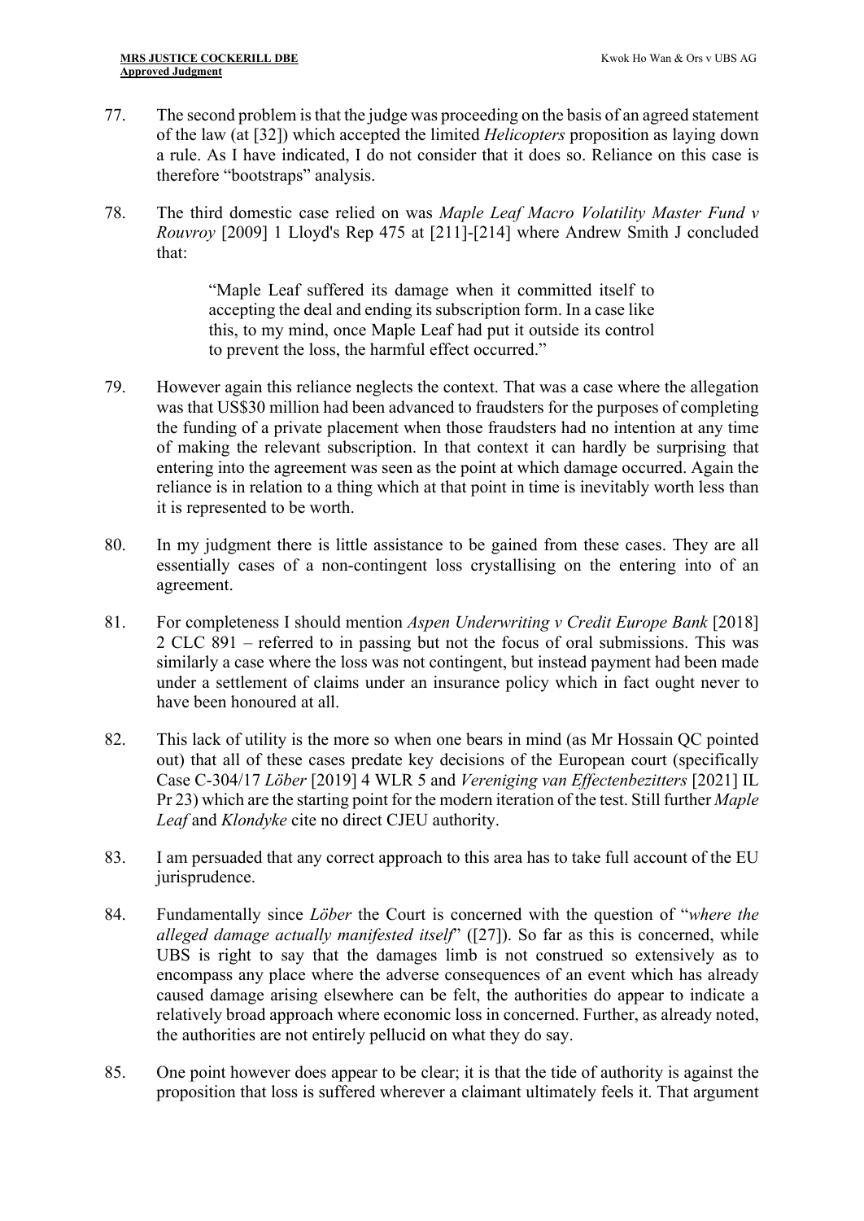77. The second problem is that the judge was proceeding on the basis of an agreed statement of the law (at [32]) which accepted the limited *Helicopters* proposition as laying down a rule. As I have indicated, I do not consider that it does so. Reliance on this case is therefore "bootstraps" analysis.

78. The third domestic case relied on was *Maple Leaf Macro Volatility Master Fund v Rouvroy* [2009] 1 Lloyd's Rep 475 at [211]-[214] where Andrew Smith J concluded that:

> "Maple Leaf suffered its damage when it committed itself to accepting the deal and ending its subscription form. In a case like this, to my mind, once Maple Leaf had put it outside its control to prevent the loss, the harmful effect occurred."

79. However again this reliance neglects the context. That was a case where the allegation was that US$30 million had been advanced to fraudsters for the purposes of completing the funding of a private placement when those fraudsters had no intention at any time of making the relevant subscription. In that context it can hardly be surprising that entering into the agreement was seen as the point at which damage occurred. Again the reliance is in relation to a thing which at that point in time is inevitably worth less than it is represented to be worth.

80. In my judgment there is little assistance to be gained from these cases. They are all essentially cases of a non-contingent loss crystallising on the entering into of an agreement.

81. For completeness I should mention *Aspen Underwriting v Credit Europe Bank* [2018] 2 CLC 891 – referred to in passing but not the focus of oral submissions. This was similarly a case where the loss was not contingent, but instead payment had been made under a settlement of claims under an insurance policy which in fact ought never to have been honoured at all.

82. This lack of utility is the more so when one bears in mind (as Mr Hossain QC pointed out) that all of these cases predate key decisions of the European court (specifically Case C-304/17 *Löber* [2019] 4 WLR 5 and *Vereniging van Effectenbezitters* [2021] IL Pr 23) which are the starting point for the modern iteration of the test. Still further *Maple Leaf* and *Klondyke* cite no direct CJEU authority.

83. I am persuaded that any correct approach to this area has to take full account of the EU jurisprudence.

84. Fundamentally since *Löber* the Court is concerned with the question of "*where the alleged damage actually manifested itself*" ([27]). So far as this is concerned, while UBS is right to say that the damages limb is not construed so extensively as to encompass any place where the adverse consequences of an event which has already caused damage arising elsewhere can be felt, the authorities do appear to indicate a relatively broad approach where economic loss in concerned. Further, as already noted, the authorities are not entirely pellucid on what they do say.

85. One point however does appear to be clear; it is that the tide of authority is against the proposition that loss is suffered wherever a claimant ultimately feels it. That argument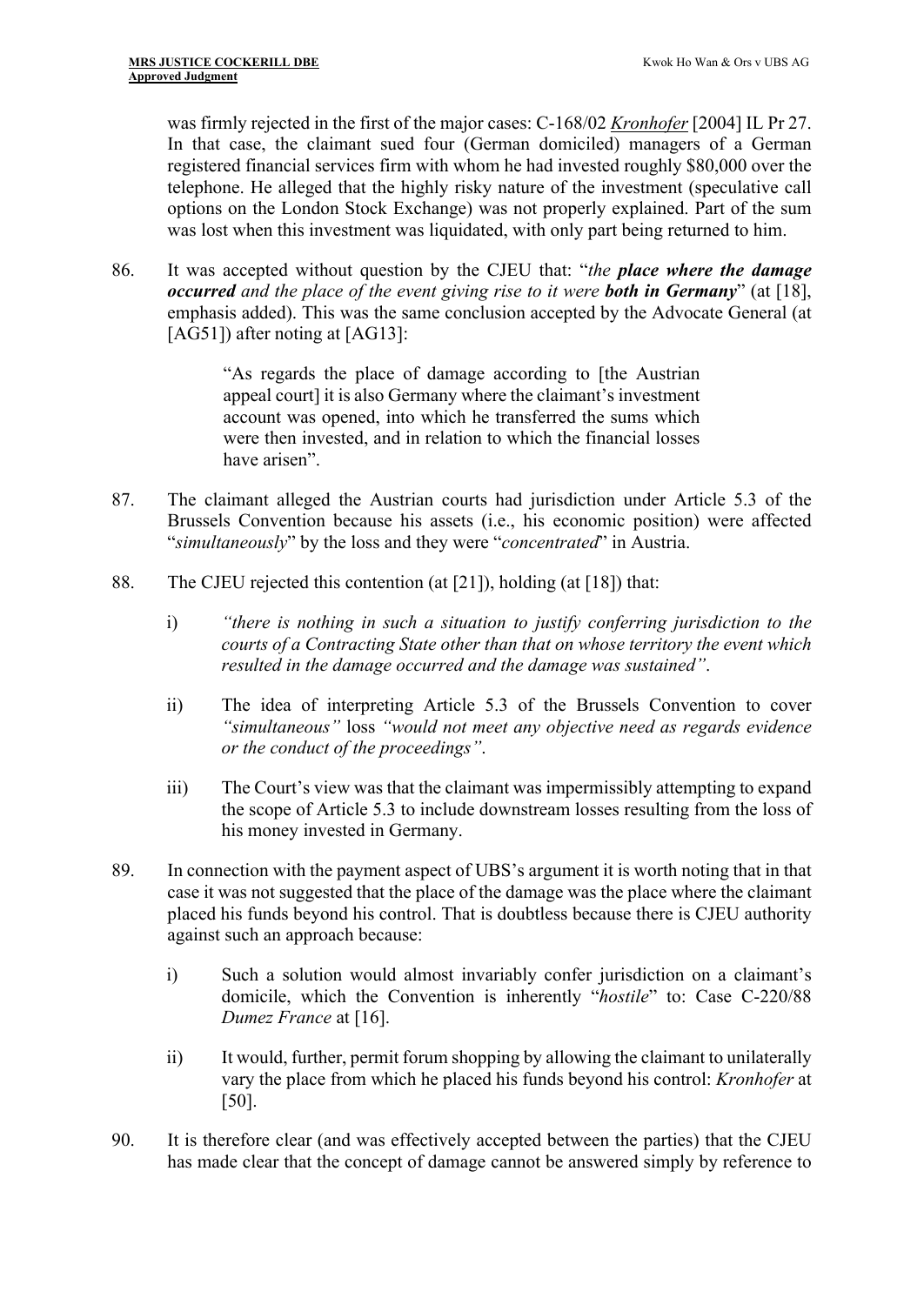was firmly rejected in the first of the major cases: C-168/02 Kronhofer [2004] IL Pr 27. In that case, the claimant sued four (German domiciled) managers of a German registered financial services firm with whom he had invested roughly $80,000 over the telephone. He alleged that the highly risky nature of the investment (speculative call options on the London Stock Exchange) was not properly explained. Part of the sum was lost when this investment was liquidated, with only part being returned to him.

86. It was accepted without question by the CJEU that: "*the **place where the damage occurred** and the place of the event giving rise to it were **both in Germany***" (at [18], emphasis added). This was the same conclusion accepted by the Advocate General (at [AG51]) after noting at [AG13]:

> "As regards the place of damage according to [the Austrian appeal court] it is also Germany where the claimant's investment account was opened, into which he transferred the sums which were then invested, and in relation to which the financial losses have arisen".

87. The claimant alleged the Austrian courts had jurisdiction under Article 5.3 of the Brussels Convention because his assets (i.e., his economic position) were affected "*simultaneously*" by the loss and they were "*concentrated*" in Austria.

88. The CJEU rejected this contention (at [21]), holding (at [18]) that:

    i) *"there is nothing in such a situation to justify conferring jurisdiction to the courts of a Contracting State other than that on whose territory the event which resulted in the damage occurred and the damage was sustained"*.

    ii) The idea of interpreting Article 5.3 of the Brussels Convention to cover *"simultaneous"* loss *"would not meet any objective need as regards evidence or the conduct of the proceedings"*.

    iii) The Court's view was that the claimant was impermissibly attempting to expand the scope of Article 5.3 to include downstream losses resulting from the loss of his money invested in Germany.

89. In connection with the payment aspect of UBS's argument it is worth noting that in that case it was not suggested that the place of the damage was the place where the claimant placed his funds beyond his control. That is doubtless because there is CJEU authority against such an approach because:

    i) Such a solution would almost invariably confer jurisdiction on a claimant's domicile, which the Convention is inherently "*hostile*" to: Case C-220/88 *Dumez France* at [16].

    ii) It would, further, permit forum shopping by allowing the claimant to unilaterally vary the place from which he placed his funds beyond his control: *Kronhofer* at [50].

90. It is therefore clear (and was effectively accepted between the parties) that the CJEU has made clear that the concept of damage cannot be answered simply by reference to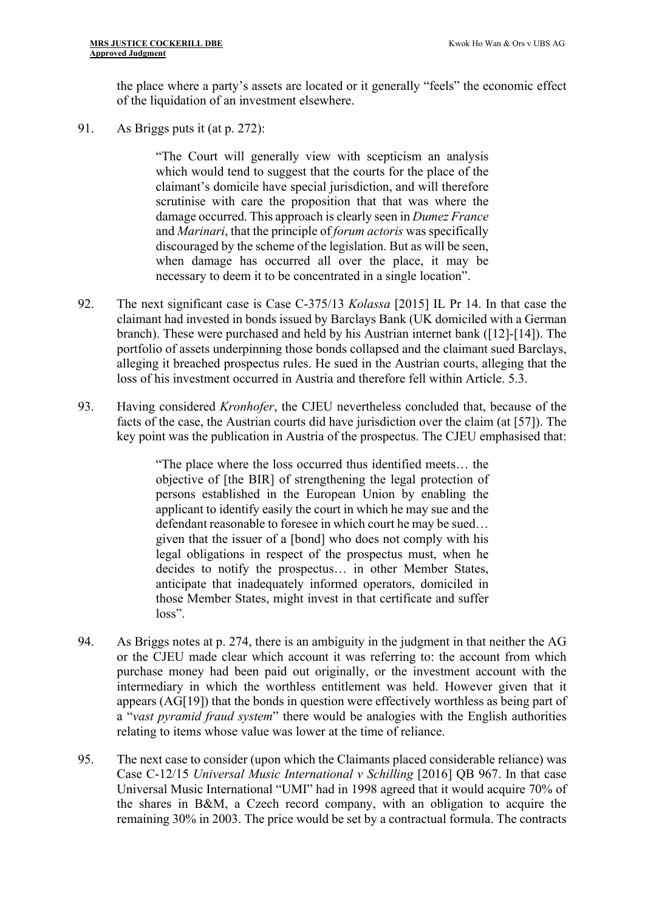the place where a party's assets are located or it generally "feels" the economic effect of the liquidation of an investment elsewhere.

91. As Briggs puts it (at p. 272):

> "The Court will generally view with scepticism an analysis which would tend to suggest that the courts for the place of the claimant's domicile have special jurisdiction, and will therefore scrutinise with care the proposition that that was where the damage occurred. This approach is clearly seen in *Dumez France* and *Marinari*, that the principle of *forum actoris* was specifically discouraged by the scheme of the legislation. But as will be seen, when damage has occurred all over the place, it may be necessary to deem it to be concentrated in a single location".

92. The next significant case is Case C-375/13 *Kolassa* [2015] IL Pr 14. In that case the claimant had invested in bonds issued by Barclays Bank (UK domiciled with a German branch). These were purchased and held by his Austrian internet bank ([12]-[14]). The portfolio of assets underpinning those bonds collapsed and the claimant sued Barclays, alleging it breached prospectus rules. He sued in the Austrian courts, alleging that the loss of his investment occurred in Austria and therefore fell within Article. 5.3.

93. Having considered *Kronhofer*, the CJEU nevertheless concluded that, because of the facts of the case, the Austrian courts did have jurisdiction over the claim (at [57]). The key point was the publication in Austria of the prospectus. The CJEU emphasised that:

> "The place where the loss occurred thus identified meets… the objective of [the BIR] of strengthening the legal protection of persons established in the European Union by enabling the applicant to identify easily the court in which he may sue and the defendant reasonable to foresee in which court he may be sued… given that the issuer of a [bond] who does not comply with his legal obligations in respect of the prospectus must, when he decides to notify the prospectus… in other Member States, anticipate that inadequately informed operators, domiciled in those Member States, might invest in that certificate and suffer loss".

94. As Briggs notes at p. 274, there is an ambiguity in the judgment in that neither the AG or the CJEU made clear which account it was referring to: the account from which purchase money had been paid out originally, or the investment account with the intermediary in which the worthless entitlement was held. However given that it appears (AG[19]) that the bonds in question were effectively worthless as being part of a "*vast pyramid fraud system*" there would be analogies with the English authorities relating to items whose value was lower at the time of reliance.

95. The next case to consider (upon which the Claimants placed considerable reliance) was Case C-12/15 *Universal Music International v Schilling* [2016] QB 967. In that case Universal Music International "UMI" had in 1998 agreed that it would acquire 70% of the shares in B&M, a Czech record company, with an obligation to acquire the remaining 30% in 2003. The price would be set by a contractual formula. The contracts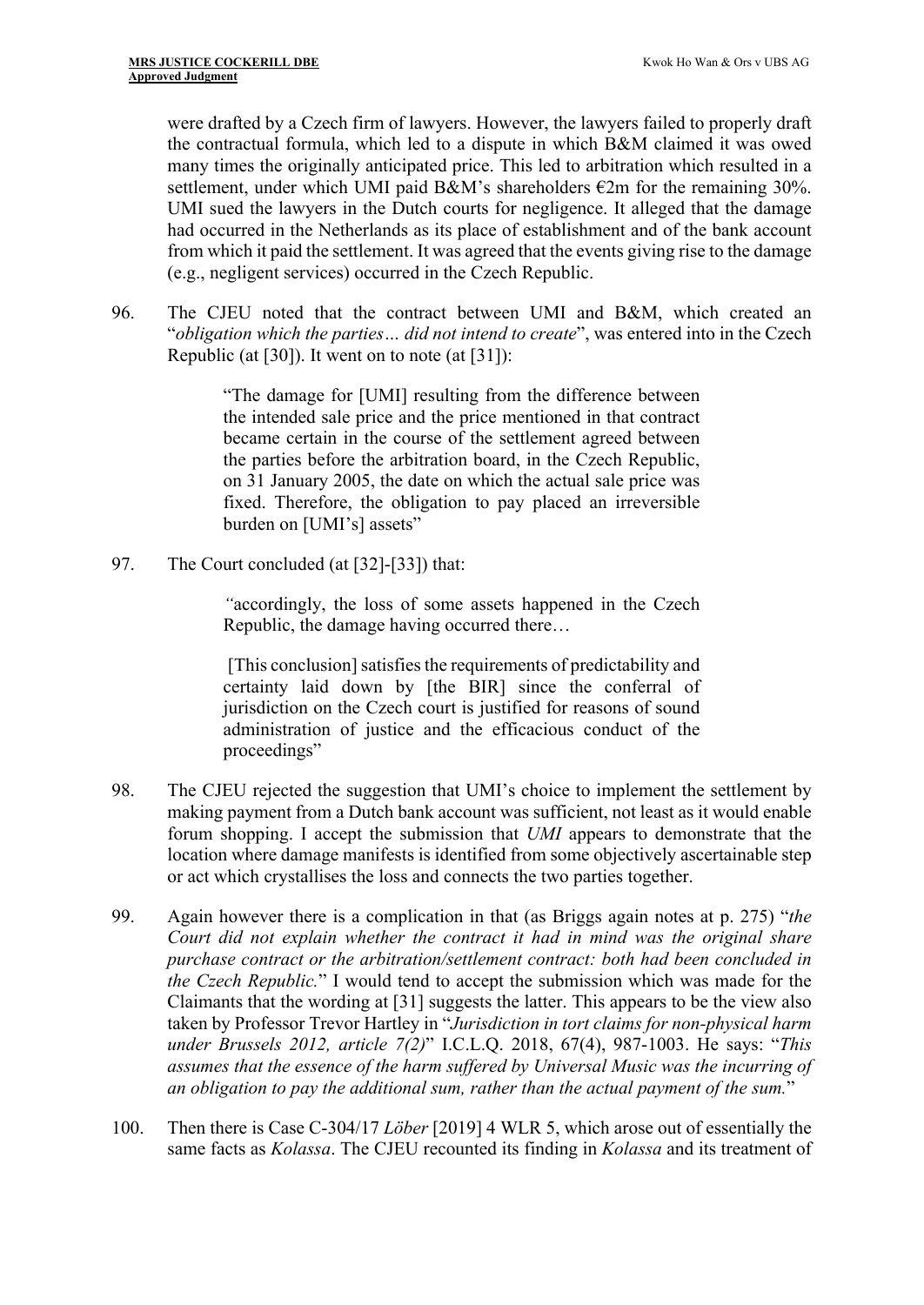were drafted by a Czech firm of lawyers. However, the lawyers failed to properly draft the contractual formula, which led to a dispute in which B&M claimed it was owed many times the originally anticipated price. This led to arbitration which resulted in a settlement, under which UMI paid B&M's shareholders €2m for the remaining 30%. UMI sued the lawyers in the Dutch courts for negligence. It alleged that the damage had occurred in the Netherlands as its place of establishment and of the bank account from which it paid the settlement. It was agreed that the events giving rise to the damage (e.g., negligent services) occurred in the Czech Republic.

96. The CJEU noted that the contract between UMI and B&M, which created an "*obligation which the parties… did not intend to create*", was entered into in the Czech Republic (at [30]). It went on to note (at [31]):

> "The damage for [UMI] resulting from the difference between the intended sale price and the price mentioned in that contract became certain in the course of the settlement agreed between the parties before the arbitration board, in the Czech Republic, on 31 January 2005, the date on which the actual sale price was fixed. Therefore, the obligation to pay placed an irreversible burden on [UMI's] assets"

97. The Court concluded (at [32]-[33]) that:

> *"*accordingly, the loss of some assets happened in the Czech Republic, the damage having occurred there…
>
> [This conclusion] satisfies the requirements of predictability and certainty laid down by [the BIR] since the conferral of jurisdiction on the Czech court is justified for reasons of sound administration of justice and the efficacious conduct of the proceedings"

98. The CJEU rejected the suggestion that UMI's choice to implement the settlement by making payment from a Dutch bank account was sufficient, not least as it would enable forum shopping. I accept the submission that *UMI* appears to demonstrate that the location where damage manifests is identified from some objectively ascertainable step or act which crystallises the loss and connects the two parties together.

99. Again however there is a complication in that (as Briggs again notes at p. 275) "*the Court did not explain whether the contract it had in mind was the original share purchase contract or the arbitration/settlement contract: both had been concluded in the Czech Republic.*" I would tend to accept the submission which was made for the Claimants that the wording at [31] suggests the latter. This appears to be the view also taken by Professor Trevor Hartley in "*Jurisdiction in tort claims for non-physical harm under Brussels 2012, article 7(2)*" I.C.L.Q. 2018, 67(4), 987-1003. He says: "*This assumes that the essence of the harm suffered by Universal Music was the incurring of an obligation to pay the additional sum, rather than the actual payment of the sum.*"

100. Then there is Case C-304/17 *Löber* [2019] 4 WLR 5, which arose out of essentially the same facts as *Kolassa*. The CJEU recounted its finding in *Kolassa* and its treatment of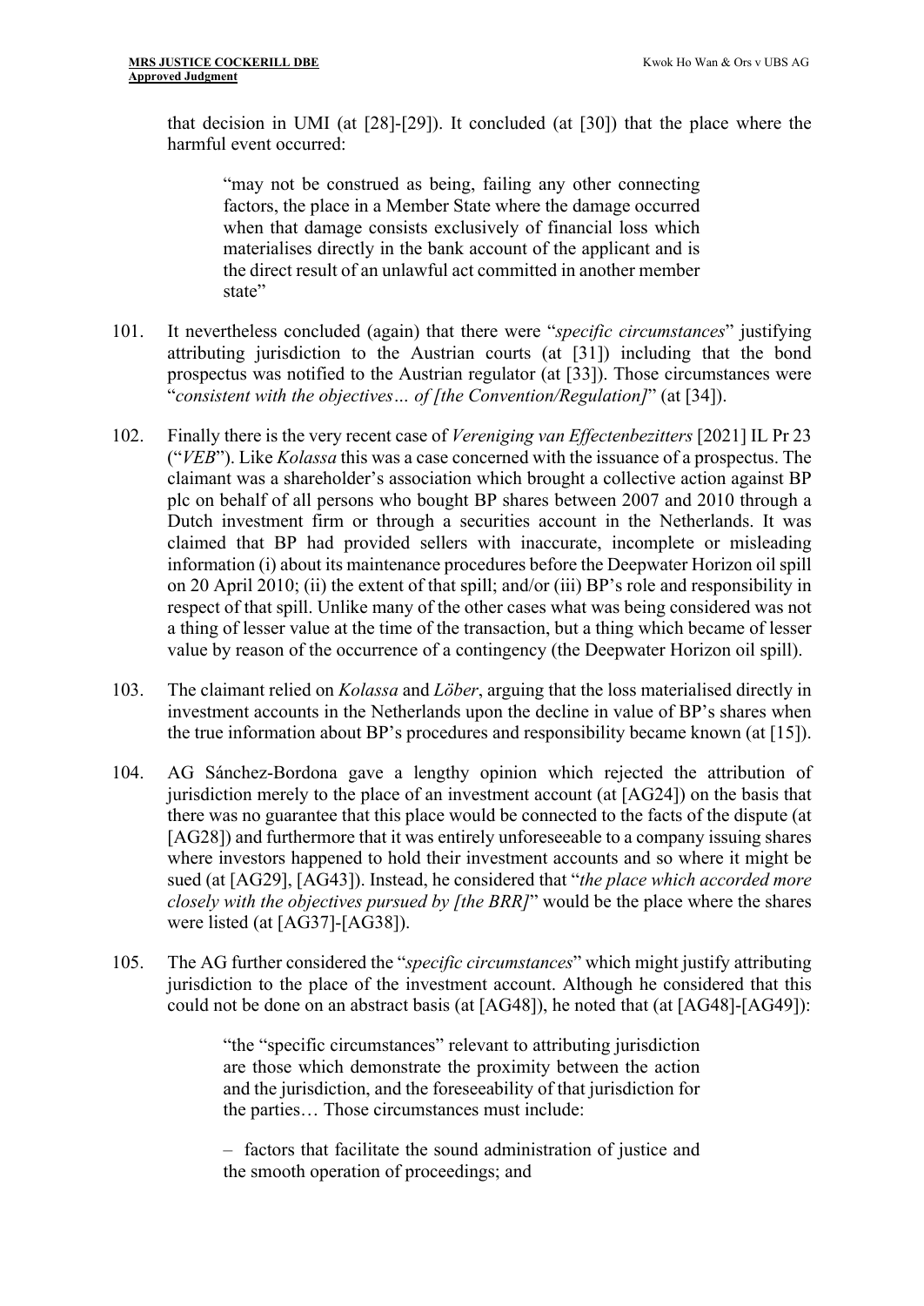that decision in UMI (at [28]-[29]). It concluded (at [30]) that the place where the harmful event occurred:

> "may not be construed as being, failing any other connecting factors, the place in a Member State where the damage occurred when that damage consists exclusively of financial loss which materialises directly in the bank account of the applicant and is the direct result of an unlawful act committed in another member state"

101. It nevertheless concluded (again) that there were "*specific circumstances*" justifying attributing jurisdiction to the Austrian courts (at [31]) including that the bond prospectus was notified to the Austrian regulator (at [33]). Those circumstances were "*consistent with the objectives… of [the Convention/Regulation]*" (at [34]).

102. Finally there is the very recent case of *Vereniging van Effectenbezitters* [2021] IL Pr 23 ("*VEB*"). Like *Kolassa* this was a case concerned with the issuance of a prospectus. The claimant was a shareholder's association which brought a collective action against BP plc on behalf of all persons who bought BP shares between 2007 and 2010 through a Dutch investment firm or through a securities account in the Netherlands. It was claimed that BP had provided sellers with inaccurate, incomplete or misleading information (i) about its maintenance procedures before the Deepwater Horizon oil spill on 20 April 2010; (ii) the extent of that spill; and/or (iii) BP's role and responsibility in respect of that spill. Unlike many of the other cases what was being considered was not a thing of lesser value at the time of the transaction, but a thing which became of lesser value by reason of the occurrence of a contingency (the Deepwater Horizon oil spill).

103. The claimant relied on *Kolassa* and *Löber*, arguing that the loss materialised directly in investment accounts in the Netherlands upon the decline in value of BP's shares when the true information about BP's procedures and responsibility became known (at [15]).

104. AG Sánchez-Bordona gave a lengthy opinion which rejected the attribution of jurisdiction merely to the place of an investment account (at [AG24]) on the basis that there was no guarantee that this place would be connected to the facts of the dispute (at [AG28]) and furthermore that it was entirely unforeseeable to a company issuing shares where investors happened to hold their investment accounts and so where it might be sued (at [AG29], [AG43]). Instead, he considered that "*the place which accorded more closely with the objectives pursued by [the BRR]*" would be the place where the shares were listed (at [AG37]-[AG38]).

105. The AG further considered the "*specific circumstances*" which might justify attributing jurisdiction to the place of the investment account. Although he considered that this could not be done on an abstract basis (at [AG48]), he noted that (at [AG48]-[AG49]):

> "the "specific circumstances" relevant to attributing jurisdiction are those which demonstrate the proximity between the action and the jurisdiction, and the foreseeability of that jurisdiction for the parties… Those circumstances must include:
>
> – factors that facilitate the sound administration of justice and the smooth operation of proceedings; and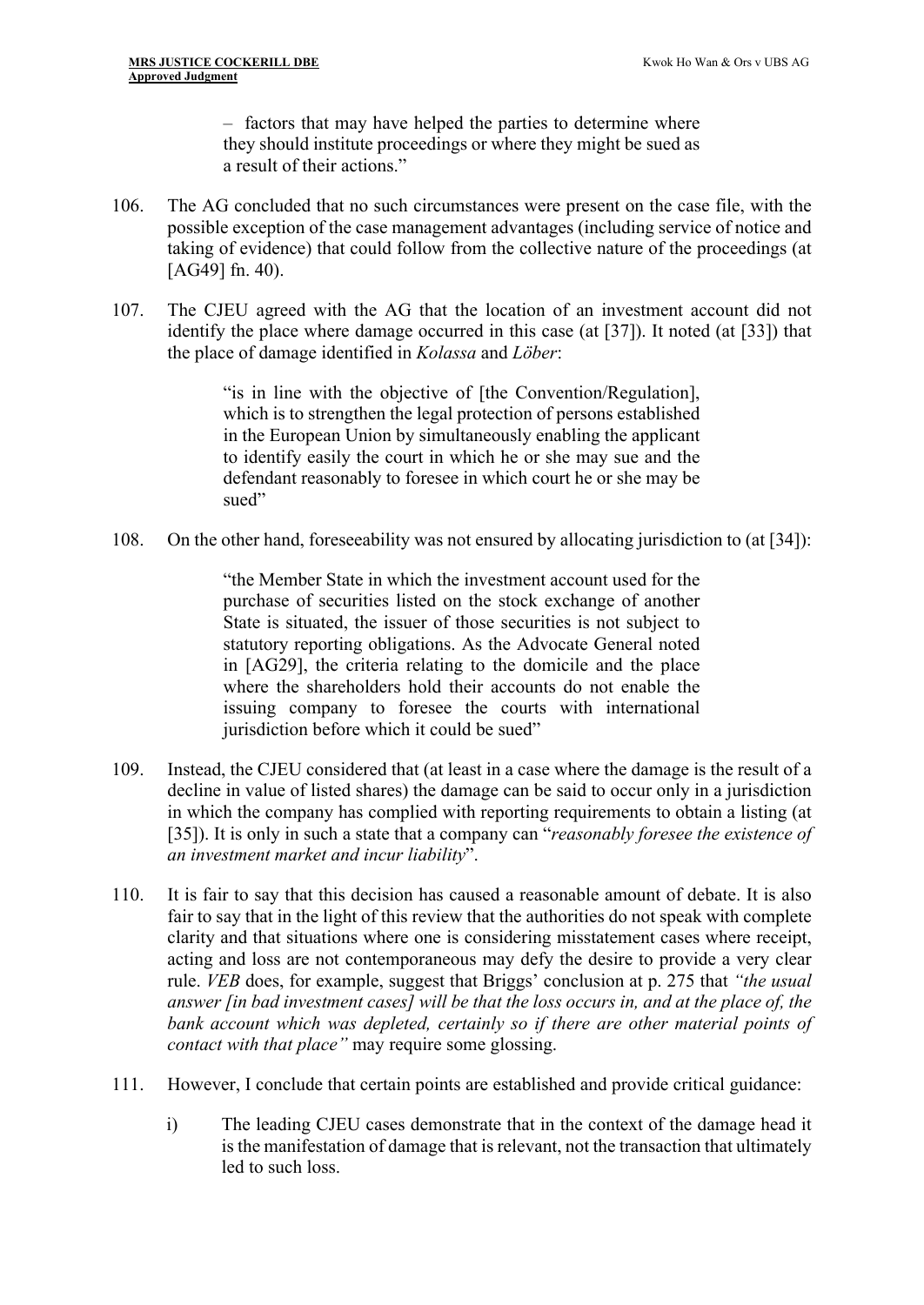> – factors that may have helped the parties to determine where they should institute proceedings or where they might be sued as a result of their actions."

106. The AG concluded that no such circumstances were present on the case file, with the possible exception of the case management advantages (including service of notice and taking of evidence) that could follow from the collective nature of the proceedings (at [AG49] fn. 40).

107. The CJEU agreed with the AG that the location of an investment account did not identify the place where damage occurred in this case (at [37]). It noted (at [33]) that the place of damage identified in *Kolassa* and *Löber*:

> "is in line with the objective of [the Convention/Regulation], which is to strengthen the legal protection of persons established in the European Union by simultaneously enabling the applicant to identify easily the court in which he or she may sue and the defendant reasonably to foresee in which court he or she may be sued"

108. On the other hand, foreseeability was not ensured by allocating jurisdiction to (at [34]):

> "the Member State in which the investment account used for the purchase of securities listed on the stock exchange of another State is situated, the issuer of those securities is not subject to statutory reporting obligations. As the Advocate General noted in [AG29], the criteria relating to the domicile and the place where the shareholders hold their accounts do not enable the issuing company to foresee the courts with international jurisdiction before which it could be sued"

109. Instead, the CJEU considered that (at least in a case where the damage is the result of a decline in value of listed shares) the damage can be said to occur only in a jurisdiction in which the company has complied with reporting requirements to obtain a listing (at [35]). It is only in such a state that a company can "*reasonably foresee the existence of an investment market and incur liability*".

110. It is fair to say that this decision has caused a reasonable amount of debate. It is also fair to say that in the light of this review that the authorities do not speak with complete clarity and that situations where one is considering misstatement cases where receipt, acting and loss are not contemporaneous may defy the desire to provide a very clear rule. *VEB* does, for example, suggest that Briggs' conclusion at p. 275 that *"the usual answer [in bad investment cases] will be that the loss occurs in, and at the place of, the bank account which was depleted, certainly so if there are other material points of contact with that place"* may require some glossing.

111. However, I conclude that certain points are established and provide critical guidance:

    i) The leading CJEU cases demonstrate that in the context of the damage head it is the manifestation of damage that is relevant, not the transaction that ultimately led to such loss.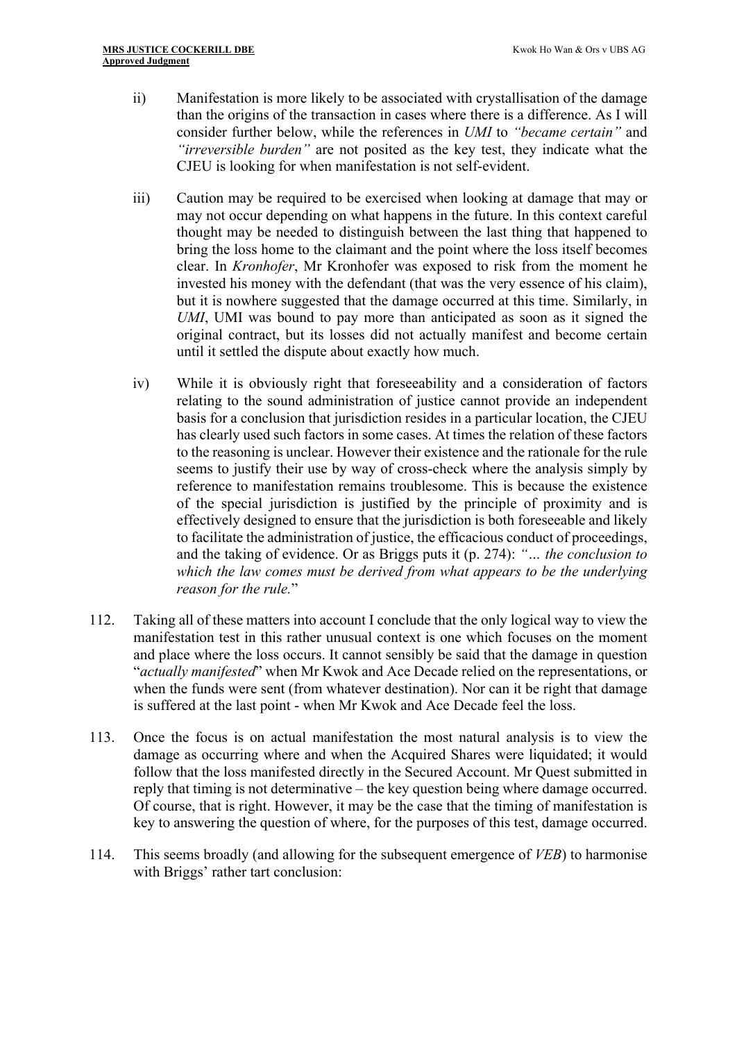ii) Manifestation is more likely to be associated with crystallisation of the damage than the origins of the transaction in cases where there is a difference. As I will consider further below, while the references in *UMI* to *"became certain"* and *"irreversible burden"* are not posited as the key test, they indicate what the CJEU is looking for when manifestation is not self-evident.

iii) Caution may be required to be exercised when looking at damage that may or may not occur depending on what happens in the future. In this context careful thought may be needed to distinguish between the last thing that happened to bring the loss home to the claimant and the point where the loss itself becomes clear. In *Kronhofer*, Mr Kronhofer was exposed to risk from the moment he invested his money with the defendant (that was the very essence of his claim), but it is nowhere suggested that the damage occurred at this time. Similarly, in *UMI*, UMI was bound to pay more than anticipated as soon as it signed the original contract, but its losses did not actually manifest and become certain until it settled the dispute about exactly how much.

iv) While it is obviously right that foreseeability and a consideration of factors relating to the sound administration of justice cannot provide an independent basis for a conclusion that jurisdiction resides in a particular location, the CJEU has clearly used such factors in some cases. At times the relation of these factors to the reasoning is unclear. However their existence and the rationale for the rule seems to justify their use by way of cross-check where the analysis simply by reference to manifestation remains troublesome. This is because the existence of the special jurisdiction is justified by the principle of proximity and is effectively designed to ensure that the jurisdiction is both foreseeable and likely to facilitate the administration of justice, the efficacious conduct of proceedings, and the taking of evidence. Or as Briggs puts it (p. 274): *"… the conclusion to which the law comes must be derived from what appears to be the underlying reason for the rule.*"

112. Taking all of these matters into account I conclude that the only logical way to view the manifestation test in this rather unusual context is one which focuses on the moment and place where the loss occurs. It cannot sensibly be said that the damage in question "*actually manifested*" when Mr Kwok and Ace Decade relied on the representations, or when the funds were sent (from whatever destination). Nor can it be right that damage is suffered at the last point - when Mr Kwok and Ace Decade feel the loss.

113. Once the focus is on actual manifestation the most natural analysis is to view the damage as occurring where and when the Acquired Shares were liquidated; it would follow that the loss manifested directly in the Secured Account. Mr Quest submitted in reply that timing is not determinative – the key question being where damage occurred. Of course, that is right. However, it may be the case that the timing of manifestation is key to answering the question of where, for the purposes of this test, damage occurred.

114. This seems broadly (and allowing for the subsequent emergence of *VEB*) to harmonise with Briggs' rather tart conclusion: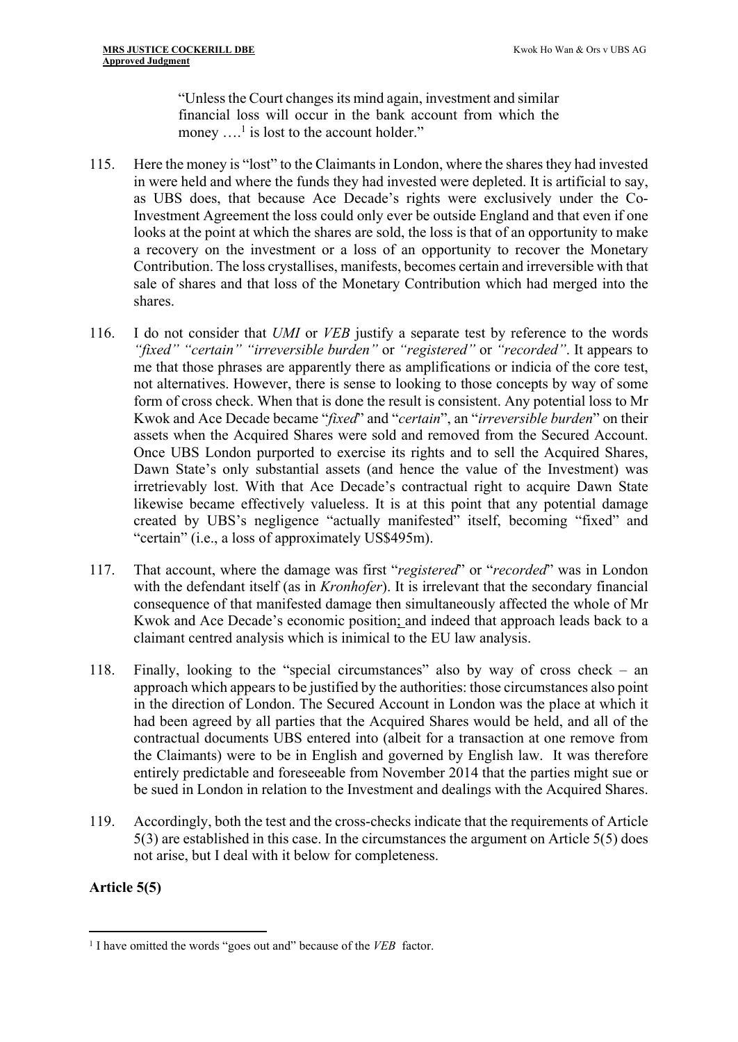> "Unless the Court changes its mind again, investment and similar financial loss will occur in the bank account from which the money ….[1] is lost to the account holder."

115. Here the money is "lost" to the Claimants in London, where the shares they had invested in were held and where the funds they had invested were depleted. It is artificial to say, as UBS does, that because Ace Decade's rights were exclusively under the Co-Investment Agreement the loss could only ever be outside England and that even if one looks at the point at which the shares are sold, the loss is that of an opportunity to make a recovery on the investment or a loss of an opportunity to recover the Monetary Contribution. The loss crystallises, manifests, becomes certain and irreversible with that sale of shares and that loss of the Monetary Contribution which had merged into the shares.

116. I do not consider that *UMI* or *VEB* justify a separate test by reference to the words *"fixed" "certain" "irreversible burden"* or *"registered"* or *"recorded"*. It appears to me that those phrases are apparently there as amplifications or indicia of the core test, not alternatives. However, there is sense to looking to those concepts by way of some form of cross check. When that is done the result is consistent. Any potential loss to Mr Kwok and Ace Decade became "*fixed*" and "*certain*", an "*irreversible burden*" on their assets when the Acquired Shares were sold and removed from the Secured Account. Once UBS London purported to exercise its rights and to sell the Acquired Shares, Dawn State's only substantial assets (and hence the value of the Investment) was irretrievably lost. With that Ace Decade's contractual right to acquire Dawn State likewise became effectively valueless. It is at this point that any potential damage created by UBS's negligence "actually manifested" itself, becoming "fixed" and "certain" (i.e., a loss of approximately US$495m).

117. That account, where the damage was first "*registered*" or "*recorded*" was in London with the defendant itself (as in *Kronhofer*). It is irrelevant that the secondary financial consequence of that manifested damage then simultaneously affected the whole of Mr Kwok and Ace Decade's economic position; and indeed that approach leads back to a claimant centred analysis which is inimical to the EU law analysis.

118. Finally, looking to the "special circumstances" also by way of cross check – an approach which appears to be justified by the authorities: those circumstances also point in the direction of London. The Secured Account in London was the place at which it had been agreed by all parties that the Acquired Shares would be held, and all of the contractual documents UBS entered into (albeit for a transaction at one remove from the Claimants) were to be in English and governed by English law. It was therefore entirely predictable and foreseeable from November 2014 that the parties might sue or be sued in London in relation to the Investment and dealings with the Acquired Shares.

119. Accordingly, both the test and the cross-checks indicate that the requirements of Article 5(3) are established in this case. In the circumstances the argument on Article 5(5) does not arise, but I deal with it below for completeness.

## Article 5(5)

[1] I have omitted the words "goes out and" because of the *VEB* factor.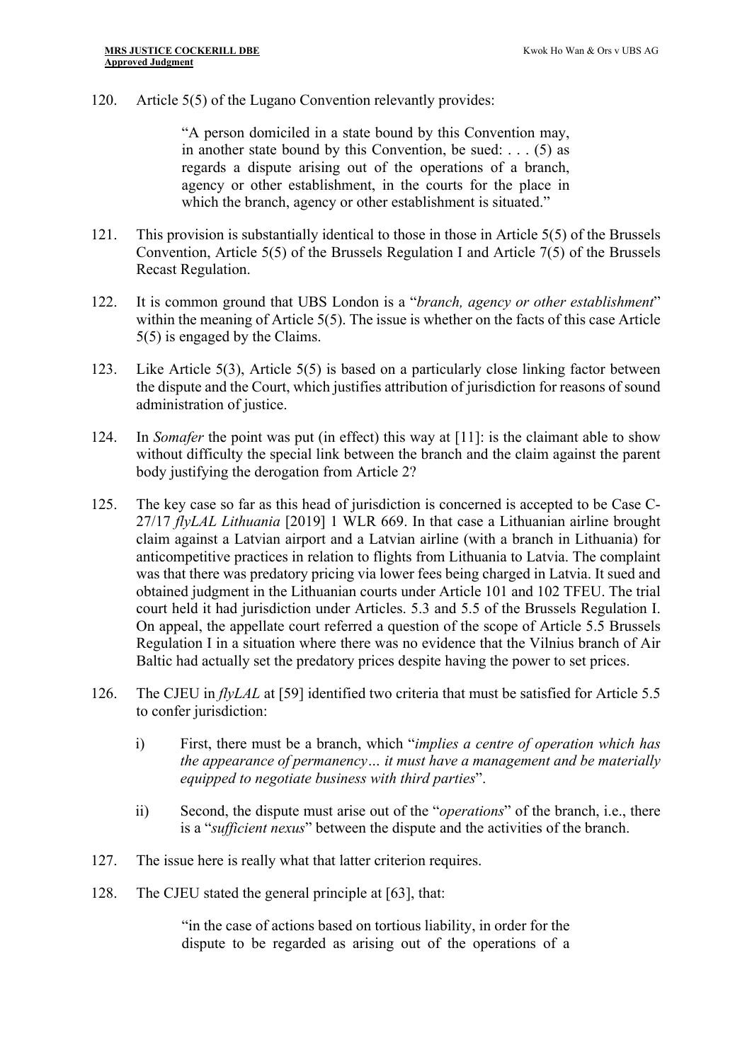120. Article 5(5) of the Lugano Convention relevantly provides:

> "A person domiciled in a state bound by this Convention may, in another state bound by this Convention, be sued: . . . (5) as regards a dispute arising out of the operations of a branch, agency or other establishment, in the courts for the place in which the branch, agency or other establishment is situated."

121. This provision is substantially identical to those in those in Article 5(5) of the Brussels Convention, Article 5(5) of the Brussels Regulation I and Article 7(5) of the Brussels Recast Regulation.

122. It is common ground that UBS London is a "*branch, agency or other establishment*" within the meaning of Article 5(5). The issue is whether on the facts of this case Article 5(5) is engaged by the Claims.

123. Like Article 5(3), Article 5(5) is based on a particularly close linking factor between the dispute and the Court, which justifies attribution of jurisdiction for reasons of sound administration of justice.

124. In *Somafer* the point was put (in effect) this way at [11]: is the claimant able to show without difficulty the special link between the branch and the claim against the parent body justifying the derogation from Article 2?

125. The key case so far as this head of jurisdiction is concerned is accepted to be Case C-27/17 *flyLAL Lithuania* [2019] 1 WLR 669. In that case a Lithuanian airline brought claim against a Latvian airport and a Latvian airline (with a branch in Lithuania) for anticompetitive practices in relation to flights from Lithuania to Latvia. The complaint was that there was predatory pricing via lower fees being charged in Latvia. It sued and obtained judgment in the Lithuanian courts under Article 101 and 102 TFEU. The trial court held it had jurisdiction under Articles. 5.3 and 5.5 of the Brussels Regulation I. On appeal, the appellate court referred a question of the scope of Article 5.5 Brussels Regulation I in a situation where there was no evidence that the Vilnius branch of Air Baltic had actually set the predatory prices despite having the power to set prices.

126. The CJEU in *flyLAL* at [59] identified two criteria that must be satisfied for Article 5.5 to confer jurisdiction:

    i) First, there must be a branch, which "*implies a centre of operation which has the appearance of permanency… it must have a management and be materially equipped to negotiate business with third parties*".

    ii) Second, the dispute must arise out of the "*operations*" of the branch, i.e., there is a "*sufficient nexus*" between the dispute and the activities of the branch.

127. The issue here is really what that latter criterion requires.

128. The CJEU stated the general principle at [63], that:

> "in the case of actions based on tortious liability, in order for the dispute to be regarded as arising out of the operations of a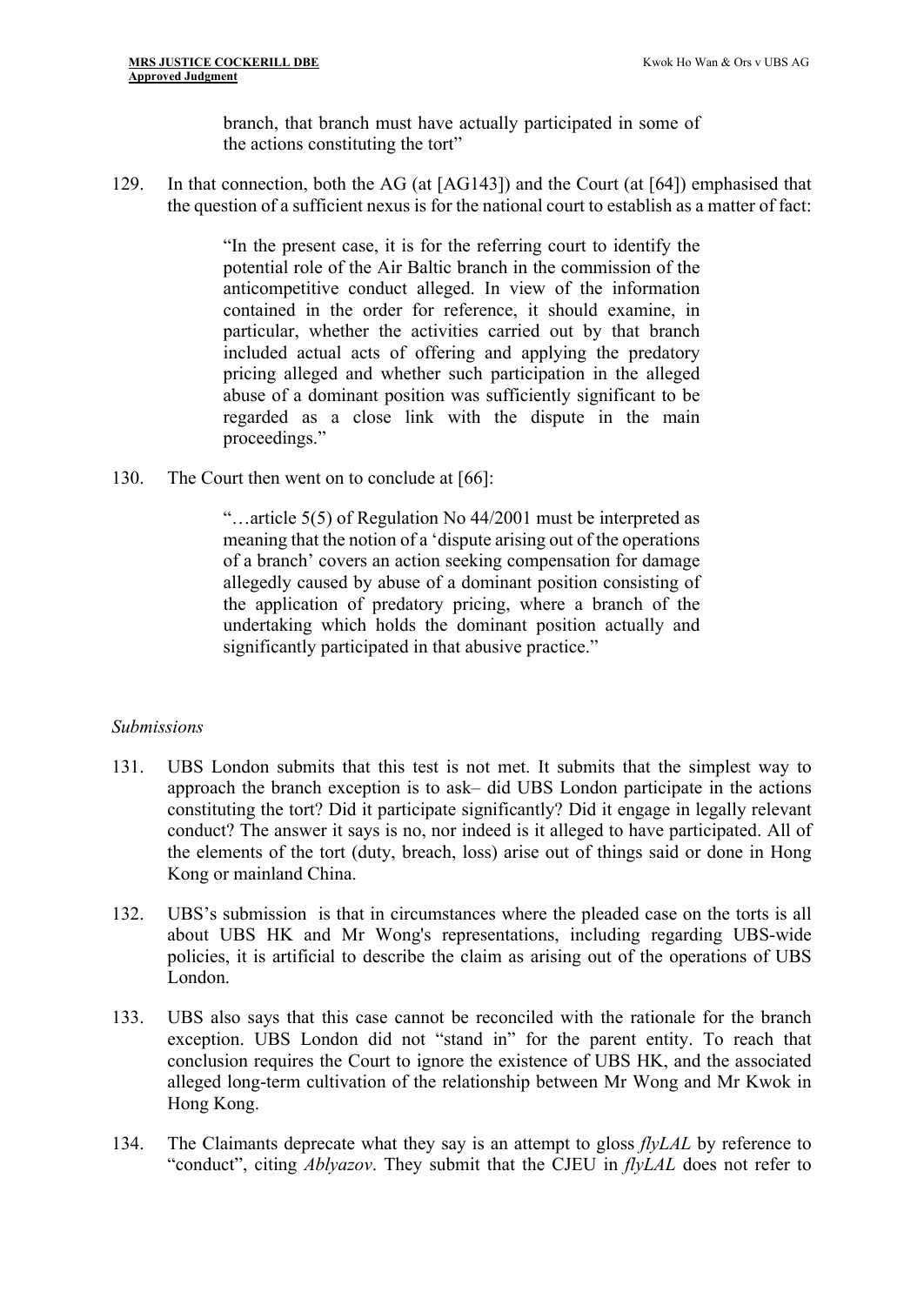> branch, that branch must have actually participated in some of the actions constituting the tort"

129. In that connection, both the AG (at [AG143]) and the Court (at [64]) emphasised that the question of a sufficient nexus is for the national court to establish as a matter of fact:

> "In the present case, it is for the referring court to identify the potential role of the Air Baltic branch in the commission of the anticompetitive conduct alleged. In view of the information contained in the order for reference, it should examine, in particular, whether the activities carried out by that branch included actual acts of offering and applying the predatory pricing alleged and whether such participation in the alleged abuse of a dominant position was sufficiently significant to be regarded as a close link with the dispute in the main proceedings."

130. The Court then went on to conclude at [66]:

> "…article 5(5) of Regulation No 44/2001 must be interpreted as meaning that the notion of a 'dispute arising out of the operations of a branch' covers an action seeking compensation for damage allegedly caused by abuse of a dominant position consisting of the application of predatory pricing, where a branch of the undertaking which holds the dominant position actually and significantly participated in that abusive practice."

*Submissions*

131. UBS London submits that this test is not met. It submits that the simplest way to approach the branch exception is to ask– did UBS London participate in the actions constituting the tort? Did it participate significantly? Did it engage in legally relevant conduct? The answer it says is no, nor indeed is it alleged to have participated. All of the elements of the tort (duty, breach, loss) arise out of things said or done in Hong Kong or mainland China.

132. UBS's submission is that in circumstances where the pleaded case on the torts is all about UBS HK and Mr Wong's representations, including regarding UBS-wide policies, it is artificial to describe the claim as arising out of the operations of UBS London.

133. UBS also says that this case cannot be reconciled with the rationale for the branch exception. UBS London did not "stand in" for the parent entity. To reach that conclusion requires the Court to ignore the existence of UBS HK, and the associated alleged long-term cultivation of the relationship between Mr Wong and Mr Kwok in Hong Kong.

134. The Claimants deprecate what they say is an attempt to gloss *flyLAL* by reference to "conduct", citing *Ablyazov*. They submit that the CJEU in *flyLAL* does not refer to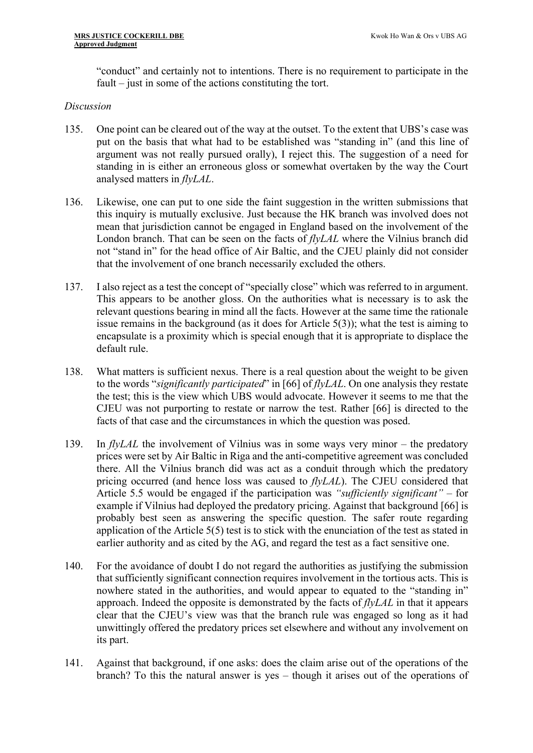"conduct" and certainly not to intentions. There is no requirement to participate in the fault – just in some of the actions constituting the tort.

*Discussion*

135. One point can be cleared out of the way at the outset. To the extent that UBS's case was put on the basis that what had to be established was "standing in" (and this line of argument was not really pursued orally), I reject this. The suggestion of a need for standing in is either an erroneous gloss or somewhat overtaken by the way the Court analysed matters in *flyLAL*.

136. Likewise, one can put to one side the faint suggestion in the written submissions that this inquiry is mutually exclusive. Just because the HK branch was involved does not mean that jurisdiction cannot be engaged in England based on the involvement of the London branch. That can be seen on the facts of *flyLAL* where the Vilnius branch did not "stand in" for the head office of Air Baltic, and the CJEU plainly did not consider that the involvement of one branch necessarily excluded the others.

137. I also reject as a test the concept of "specially close" which was referred to in argument. This appears to be another gloss. On the authorities what is necessary is to ask the relevant questions bearing in mind all the facts. However at the same time the rationale issue remains in the background (as it does for Article 5(3)); what the test is aiming to encapsulate is a proximity which is special enough that it is appropriate to displace the default rule.

138. What matters is sufficient nexus. There is a real question about the weight to be given to the words "*significantly participated*" in [66] of *flyLAL*. On one analysis they restate the test; this is the view which UBS would advocate. However it seems to me that the CJEU was not purporting to restate or narrow the test. Rather [66] is directed to the facts of that case and the circumstances in which the question was posed.

139. In *flyLAL* the involvement of Vilnius was in some ways very minor – the predatory prices were set by Air Baltic in Riga and the anti-competitive agreement was concluded there. All the Vilnius branch did was act as a conduit through which the predatory pricing occurred (and hence loss was caused to *flyLAL*). The CJEU considered that Article 5.5 would be engaged if the participation was *"sufficiently significant"* – for example if Vilnius had deployed the predatory pricing. Against that background [66] is probably best seen as answering the specific question. The safer route regarding application of the Article 5(5) test is to stick with the enunciation of the test as stated in earlier authority and as cited by the AG, and regard the test as a fact sensitive one.

140. For the avoidance of doubt I do not regard the authorities as justifying the submission that sufficiently significant connection requires involvement in the tortious acts. This is nowhere stated in the authorities, and would appear to equated to the "standing in" approach. Indeed the opposite is demonstrated by the facts of *flyLAL* in that it appears clear that the CJEU's view was that the branch rule was engaged so long as it had unwittingly offered the predatory prices set elsewhere and without any involvement on its part.

141. Against that background, if one asks: does the claim arise out of the operations of the branch? To this the natural answer is yes – though it arises out of the operations of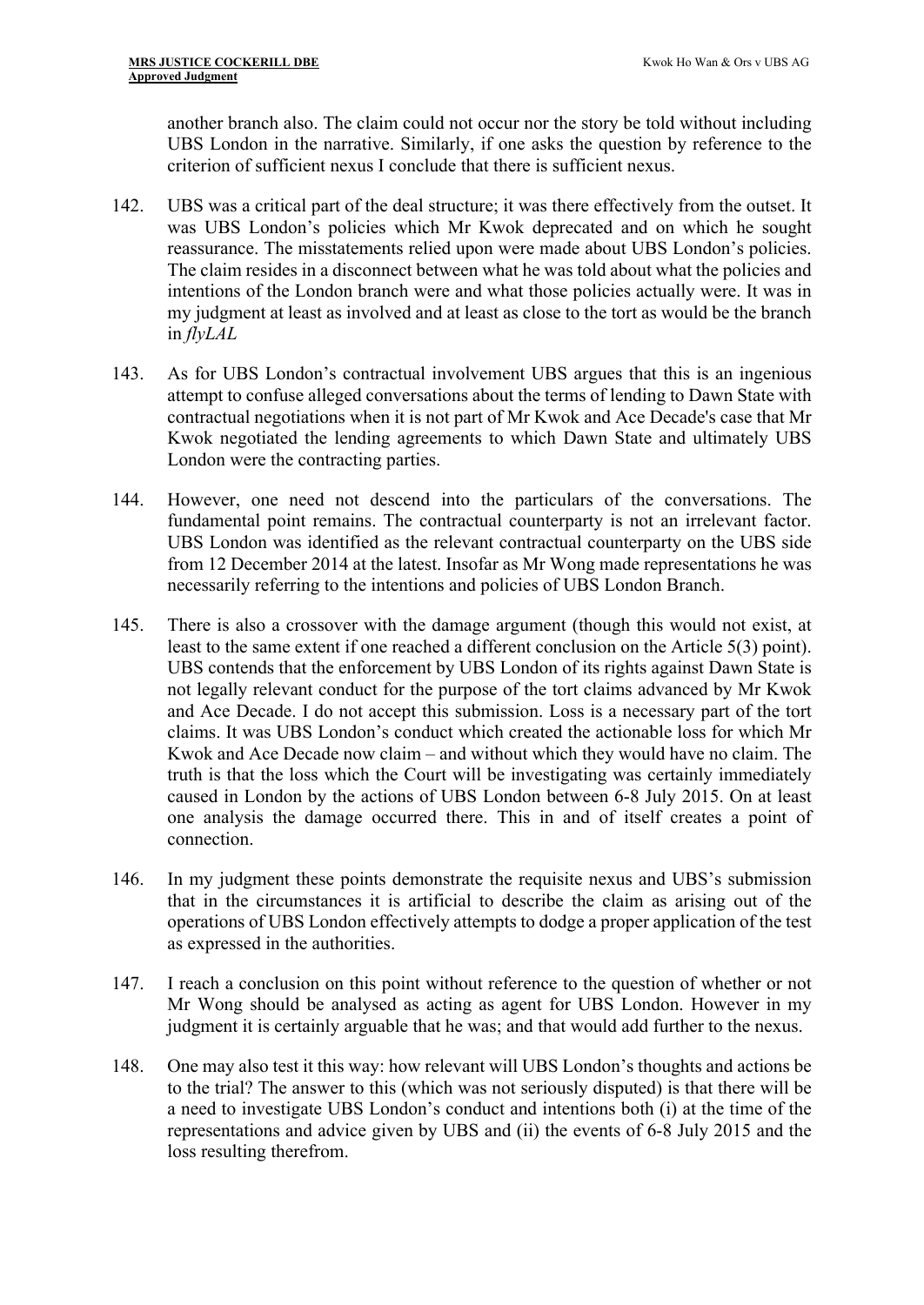another branch also. The claim could not occur nor the story be told without including UBS London in the narrative. Similarly, if one asks the question by reference to the criterion of sufficient nexus I conclude that there is sufficient nexus.

142. UBS was a critical part of the deal structure; it was there effectively from the outset. It was UBS London's policies which Mr Kwok deprecated and on which he sought reassurance. The misstatements relied upon were made about UBS London's policies. The claim resides in a disconnect between what he was told about what the policies and intentions of the London branch were and what those policies actually were. It was in my judgment at least as involved and at least as close to the tort as would be the branch in *flyLAL*

143. As for UBS London's contractual involvement UBS argues that this is an ingenious attempt to confuse alleged conversations about the terms of lending to Dawn State with contractual negotiations when it is not part of Mr Kwok and Ace Decade's case that Mr Kwok negotiated the lending agreements to which Dawn State and ultimately UBS London were the contracting parties.

144. However, one need not descend into the particulars of the conversations. The fundamental point remains. The contractual counterparty is not an irrelevant factor. UBS London was identified as the relevant contractual counterparty on the UBS side from 12 December 2014 at the latest. Insofar as Mr Wong made representations he was necessarily referring to the intentions and policies of UBS London Branch.

145. There is also a crossover with the damage argument (though this would not exist, at least to the same extent if one reached a different conclusion on the Article 5(3) point). UBS contends that the enforcement by UBS London of its rights against Dawn State is not legally relevant conduct for the purpose of the tort claims advanced by Mr Kwok and Ace Decade. I do not accept this submission. Loss is a necessary part of the tort claims. It was UBS London's conduct which created the actionable loss for which Mr Kwok and Ace Decade now claim – and without which they would have no claim. The truth is that the loss which the Court will be investigating was certainly immediately caused in London by the actions of UBS London between 6-8 July 2015. On at least one analysis the damage occurred there. This in and of itself creates a point of connection.

146. In my judgment these points demonstrate the requisite nexus and UBS's submission that in the circumstances it is artificial to describe the claim as arising out of the operations of UBS London effectively attempts to dodge a proper application of the test as expressed in the authorities.

147. I reach a conclusion on this point without reference to the question of whether or not Mr Wong should be analysed as acting as agent for UBS London. However in my judgment it is certainly arguable that he was; and that would add further to the nexus.

148. One may also test it this way: how relevant will UBS London's thoughts and actions be to the trial? The answer to this (which was not seriously disputed) is that there will be a need to investigate UBS London's conduct and intentions both (i) at the time of the representations and advice given by UBS and (ii) the events of 6-8 July 2015 and the loss resulting therefrom.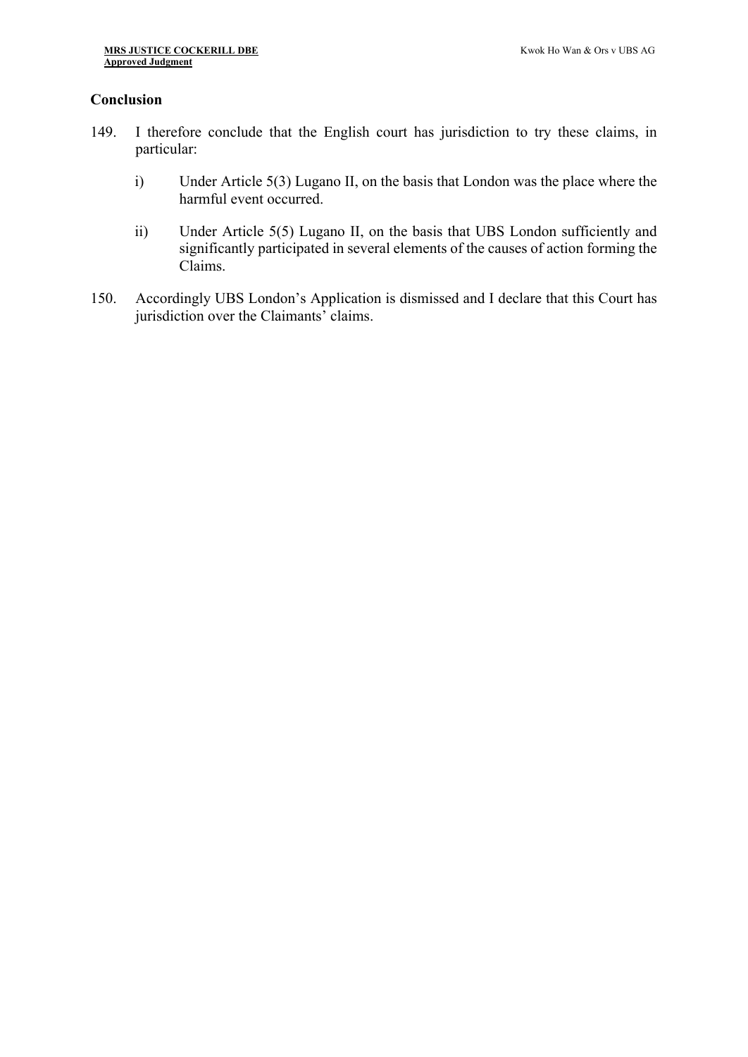## Conclusion

149. I therefore conclude that the English court has jurisdiction to try these claims, in particular:

    i) Under Article 5(3) Lugano II, on the basis that London was the place where the harmful event occurred.

    ii) Under Article 5(5) Lugano II, on the basis that UBS London sufficiently and significantly participated in several elements of the causes of action forming the Claims.

150. Accordingly UBS London's Application is dismissed and I declare that this Court has jurisdiction over the Claimants' claims.